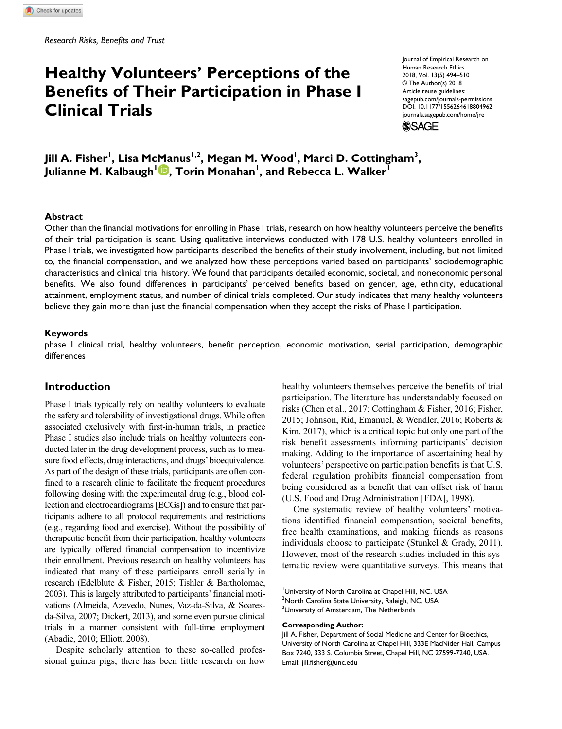*Research Risks, Benefits and Trust*

# Healthy Volunteers' Perceptions of the Benefits of Their Participation in Phase I Clinical Trials

Journal of Empirical Research on Human Research Ethics
2018, Vol. 13(5) 494–510
© The Author(s) 2018
Article reuse guidelines:
sagepub.com/journals-permissions
DOI: 10.1177/1556264618804962
journals.sagepub.com/home/jre

**Jill A. Fisher[1], Lisa McManus[1,2], Megan M. Wood[1], Marci D. Cottingham[3], Julianne M. Kalbaugh[1], Torin Monahan[1], and Rebecca L. Walker[1]**

### Abstract

Other than the financial motivations for enrolling in Phase I trials, research on how healthy volunteers perceive the benefits of their trial participation is scant. Using qualitative interviews conducted with 178 U.S. healthy volunteers enrolled in Phase I trials, we investigated how participants described the benefits of their study involvement, including, but not limited to, the financial compensation, and we analyzed how these perceptions varied based on participants' sociodemographic characteristics and clinical trial history. We found that participants detailed economic, societal, and noneconomic personal benefits. We also found differences in participants' perceived benefits based on gender, age, ethnicity, educational attainment, employment status, and number of clinical trials completed. Our study indicates that many healthy volunteers believe they gain more than just the financial compensation when they accept the risks of Phase I participation.

### Keywords

phase I clinical trial, healthy volunteers, benefit perception, economic motivation, serial participation, demographic differences

## Introduction

Phase I trials typically rely on healthy volunteers to evaluate the safety and tolerability of investigational drugs. While often associated exclusively with first-in-human trials, in practice Phase I studies also include trials on healthy volunteers conducted later in the drug development process, such as to measure food effects, drug interactions, and drugs' bioequivalence. As part of the design of these trials, participants are often confined to a research clinic to facilitate the frequent procedures following dosing with the experimental drug (e.g., blood collection and electrocardiograms [ECGs]) and to ensure that participants adhere to all protocol requirements and restrictions (e.g., regarding food and exercise). Without the possibility of therapeutic benefit from their participation, healthy volunteers are typically offered financial compensation to incentivize their enrollment. Previous research on healthy volunteers has indicated that many of these participants enroll serially in research (Edelblute & Fisher, 2015; Tishler & Bartholomae, 2003). This is largely attributed to participants' financial motivations (Almeida, Azevedo, Nunes, Vaz-da-Silva, & Soares-da-Silva, 2007; Dickert, 2013), and some even pursue clinical trials in a manner consistent with full-time employment (Abadie, 2010; Elliott, 2008).

Despite scholarly attention to these so-called professional guinea pigs, there has been little research on how healthy volunteers themselves perceive the benefits of trial participation. The literature has understandably focused on risks (Chen et al., 2017; Cottingham & Fisher, 2016; Fisher, 2015; Johnson, Rid, Emanuel, & Wendler, 2016; Roberts & Kim, 2017), which is a critical topic but only one part of the risk–benefit assessments informing participants' decision making. Adding to the importance of ascertaining healthy volunteers' perspective on participation benefits is that U.S. federal regulation prohibits financial compensation from being considered as a benefit that can offset risk of harm (U.S. Food and Drug Administration [FDA], 1998).

One systematic review of healthy volunteers' motivations identified financial compensation, societal benefits, free health examinations, and making friends as reasons individuals choose to participate (Stunkel & Grady, 2011). However, most of the research studies included in this systematic review were quantitative surveys. This means that

[1]University of North Carolina at Chapel Hill, NC, USA
[2]North Carolina State University, Raleigh, NC, USA
[3]University of Amsterdam, The Netherlands

**Corresponding Author:**
Jill A. Fisher, Department of Social Medicine and Center for Bioethics, University of North Carolina at Chapel Hill, 333E MacNider Hall, Campus Box 7240, 333 S. Columbia Street, Chapel Hill, NC 27599-7240, USA.
Email: jill.fisher@unc.edu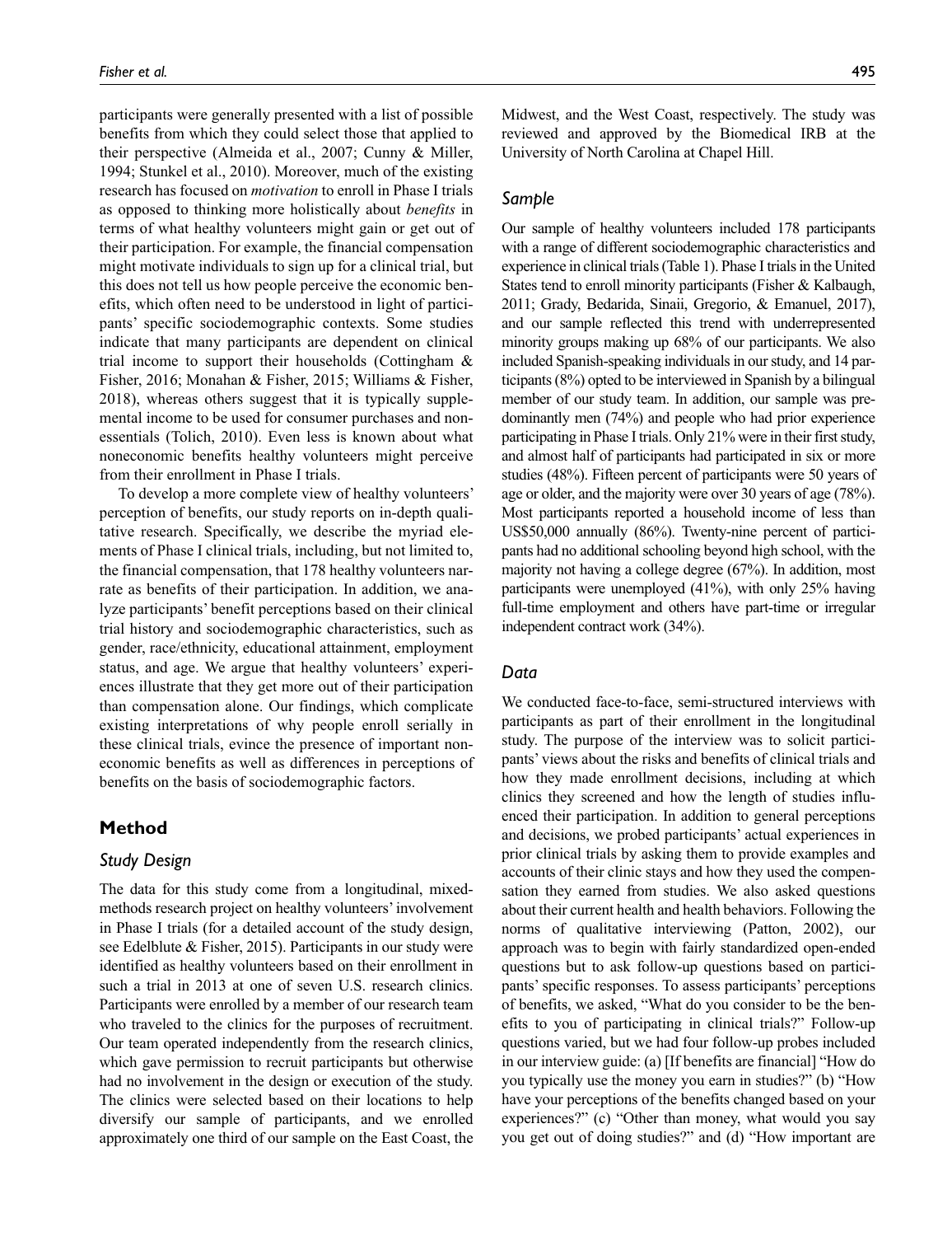participants were generally presented with a list of possible benefits from which they could select those that applied to their perspective (Almeida et al., 2007; Cunny & Miller, 1994; Stunkel et al., 2010). Moreover, much of the existing research has focused on *motivation* to enroll in Phase I trials as opposed to thinking more holistically about *benefits* in terms of what healthy volunteers might gain or get out of their participation. For example, the financial compensation might motivate individuals to sign up for a clinical trial, but this does not tell us how people perceive the economic benefits, which often need to be understood in light of participants' specific sociodemographic contexts. Some studies indicate that many participants are dependent on clinical trial income to support their households (Cottingham & Fisher, 2016; Monahan & Fisher, 2015; Williams & Fisher, 2018), whereas others suggest that it is typically supplemental income to be used for consumer purchases and nonessentials (Tolich, 2010). Even less is known about what noneconomic benefits healthy volunteers might perceive from their enrollment in Phase I trials.

To develop a more complete view of healthy volunteers' perception of benefits, our study reports on in-depth qualitative research. Specifically, we describe the myriad elements of Phase I clinical trials, including, but not limited to, the financial compensation, that 178 healthy volunteers narrate as benefits of their participation. In addition, we analyze participants' benefit perceptions based on their clinical trial history and sociodemographic characteristics, such as gender, race/ethnicity, educational attainment, employment status, and age. We argue that healthy volunteers' experiences illustrate that they get more out of their participation than compensation alone. Our findings, which complicate existing interpretations of why people enroll serially in these clinical trials, evince the presence of important noneconomic benefits as well as differences in perceptions of benefits on the basis of sociodemographic factors.

## Method

### Study Design

The data for this study come from a longitudinal, mixed-methods research project on healthy volunteers' involvement in Phase I trials (for a detailed account of the study design, see Edelblute & Fisher, 2015). Participants in our study were identified as healthy volunteers based on their enrollment in such a trial in 2013 at one of seven U.S. research clinics. Participants were enrolled by a member of our research team who traveled to the clinics for the purposes of recruitment. Our team operated independently from the research clinics, which gave permission to recruit participants but otherwise had no involvement in the design or execution of the study. The clinics were selected based on their locations to help diversify our sample of participants, and we enrolled approximately one third of our sample on the East Coast, the Midwest, and the West Coast, respectively. The study was reviewed and approved by the Biomedical IRB at the University of North Carolina at Chapel Hill.

### Sample

Our sample of healthy volunteers included 178 participants with a range of different sociodemographic characteristics and experience in clinical trials (Table 1). Phase I trials in the United States tend to enroll minority participants (Fisher & Kalbaugh, 2011; Grady, Bedarida, Sinaii, Gregorio, & Emanuel, 2017), and our sample reflected this trend with underrepresented minority groups making up 68% of our participants. We also included Spanish-speaking individuals in our study, and 14 participants (8%) opted to be interviewed in Spanish by a bilingual member of our study team. In addition, our sample was predominantly men (74%) and people who had prior experience participating in Phase I trials. Only 21% were in their first study, and almost half of participants had participated in six or more studies (48%). Fifteen percent of participants were 50 years of age or older, and the majority were over 30 years of age (78%). Most participants reported a household income of less than US$50,000 annually (86%). Twenty-nine percent of participants had no additional schooling beyond high school, with the majority not having a college degree (67%). In addition, most participants were unemployed (41%), with only 25% having full-time employment and others have part-time or irregular independent contract work (34%).

### Data

We conducted face-to-face, semi-structured interviews with participants as part of their enrollment in the longitudinal study. The purpose of the interview was to solicit participants' views about the risks and benefits of clinical trials and how they made enrollment decisions, including at which clinics they screened and how the length of studies influenced their participation. In addition to general perceptions and decisions, we probed participants' actual experiences in prior clinical trials by asking them to provide examples and accounts of their clinic stays and how they used the compensation they earned from studies. We also asked questions about their current health and health behaviors. Following the norms of qualitative interviewing (Patton, 2002), our approach was to begin with fairly standardized open-ended questions but to ask follow-up questions based on participants' specific responses. To assess participants' perceptions of benefits, we asked, "What do you consider to be the benefits to you of participating in clinical trials?" Follow-up questions varied, but we had four follow-up probes included in our interview guide: (a) [If benefits are financial] "How do you typically use the money you earn in studies?" (b) "How have your perceptions of the benefits changed based on your experiences?" (c) "Other than money, what would you say you get out of doing studies?" and (d) "How important are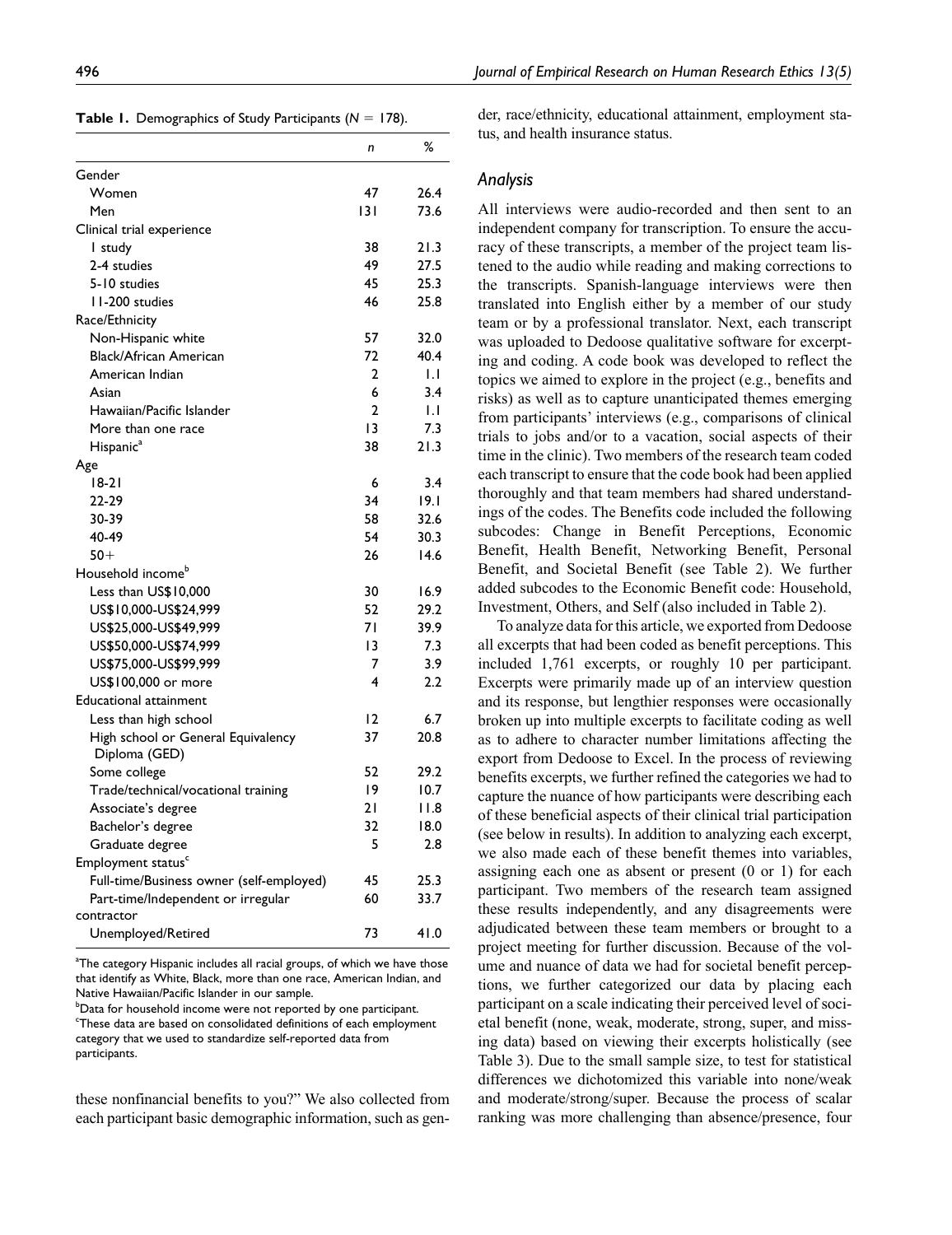**Table 1.** Demographics of Study Participants ($N = 178$).

| | *n* | % |
|---|---|---|
| Gender | | |
| Women | 47 | 26.4 |
| Men | 131 | 73.6 |
| Clinical trial experience | | |
| 1 study | 38 | 21.3 |
| 2-4 studies | 49 | 27.5 |
| 5-10 studies | 45 | 25.3 |
| 11-200 studies | 46 | 25.8 |
| Race/Ethnicity | | |
| Non-Hispanic white | 57 | 32.0 |
| Black/African American | 72 | 40.4 |
| American Indian | 2 | 1.1 |
| Asian | 6 | 3.4 |
| Hawaiian/Pacific Islander | 2 | 1.1 |
| More than one race | 13 | 7.3 |
| Hispanic[a] | 38 | 21.3 |
| Age | | |
| 18-21 | 6 | 3.4 |
| 22-29 | 34 | 19.1 |
| 30-39 | 58 | 32.6 |
| 40-49 | 54 | 30.3 |
| 50+ | 26 | 14.6 |
| Household income[b] | | |
| Less than US$10,000 | 30 | 16.9 |
| US$10,000-US$24,999 | 52 | 29.2 |
| US$25,000-US$49,999 | 71 | 39.9 |
| US$50,000-US$74,999 | 13 | 7.3 |
| US$75,000-US$99,999 | 7 | 3.9 |
| US$100,000 or more | 4 | 2.2 |
| Educational attainment | | |
| Less than high school | 12 | 6.7 |
| High school or General Equivalency Diploma (GED) | 37 | 20.8 |
| Some college | 52 | 29.2 |
| Trade/technical/vocational training | 19 | 10.7 |
| Associate's degree | 21 | 11.8 |
| Bachelor's degree | 32 | 18.0 |
| Graduate degree | 5 | 2.8 |
| Employment status[c] | | |
| Full-time/Business owner (self-employed) | 45 | 25.3 |
| Part-time/Independent or irregular contractor | 60 | 33.7 |
| Unemployed/Retired | 73 | 41.0 |

[a]The category Hispanic includes all racial groups, of which we have those that identify as White, Black, more than one race, American Indian, and Native Hawaiian/Pacific Islander in our sample.
[b]Data for household income were not reported by one participant.
[c]These data are based on consolidated definitions of each employment category that we used to standardize self-reported data from participants.

these nonfinancial benefits to you?" We also collected from each participant basic demographic information, such as gender, race/ethnicity, educational attainment, employment status, and health insurance status.

## *Analysis*

All interviews were audio-recorded and then sent to an independent company for transcription. To ensure the accuracy of these transcripts, a member of the project team listened to the audio while reading and making corrections to the transcripts. Spanish-language interviews were then translated into English either by a member of our study team or by a professional translator. Next, each transcript was uploaded to Dedoose qualitative software for excerpting and coding. A code book was developed to reflect the topics we aimed to explore in the project (e.g., benefits and risks) as well as to capture unanticipated themes emerging from participants' interviews (e.g., comparisons of clinical trials to jobs and/or to a vacation, social aspects of their time in the clinic). Two members of the research team coded each transcript to ensure that the code book had been applied thoroughly and that team members had shared understandings of the codes. The Benefits code included the following subcodes: Change in Benefit Perceptions, Economic Benefit, Health Benefit, Networking Benefit, Personal Benefit, and Societal Benefit (see Table 2). We further added subcodes to the Economic Benefit code: Household, Investment, Others, and Self (also included in Table 2).

To analyze data for this article, we exported from Dedoose all excerpts that had been coded as benefit perceptions. This included 1,761 excerpts, or roughly 10 per participant. Excerpts were primarily made up of an interview question and its response, but lengthier responses were occasionally broken up into multiple excerpts to facilitate coding as well as to adhere to character number limitations affecting the export from Dedoose to Excel. In the process of reviewing benefits excerpts, we further refined the categories we had to capture the nuance of how participants were describing each of these beneficial aspects of their clinical trial participation (see below in results). In addition to analyzing each excerpt, we also made each of these benefit themes into variables, assigning each one as absent or present (0 or 1) for each participant. Two members of the research team assigned these results independently, and any disagreements were adjudicated between these team members or brought to a project meeting for further discussion. Because of the volume and nuance of data we had for societal benefit perceptions, we further categorized our data by placing each participant on a scale indicating their perceived level of societal benefit (none, weak, moderate, strong, super, and missing data) based on viewing their excerpts holistically (see Table 3). Due to the small sample size, to test for statistical differences we dichotomized this variable into none/weak and moderate/strong/super. Because the process of scalar ranking was more challenging than absence/presence, four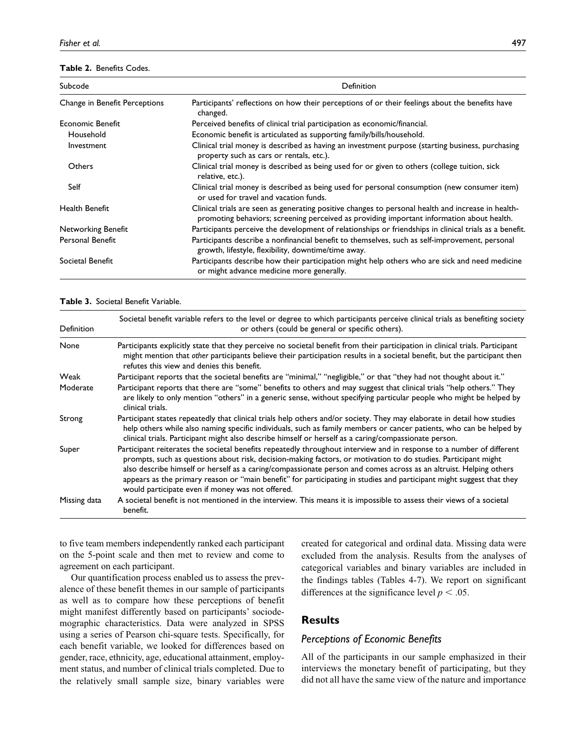**Table 2.** Benefits Codes.

| Subcode | Definition |
|---|---|
| Change in Benefit Perceptions | Participants' reflections on how their perceptions of or their feelings about the benefits have changed. |
| Economic Benefit | Perceived benefits of clinical trial participation as economic/financial. |
| Household | Economic benefit is articulated as supporting family/bills/household. |
| Investment | Clinical trial money is described as having an investment purpose (starting business, purchasing property such as cars or rentals, etc.). |
| Others | Clinical trial money is described as being used for or given to others (college tuition, sick relative, etc.). |
| Self | Clinical trial money is described as being used for personal consumption (new consumer item) or used for travel and vacation funds. |
| Health Benefit | Clinical trials are seen as generating positive changes to personal health and increase in health-promoting behaviors; screening perceived as providing important information about health. |
| Networking Benefit | Participants perceive the development of relationships or friendships in clinical trials as a benefit. |
| Personal Benefit | Participants describe a nonfinancial benefit to themselves, such as self-improvement, personal growth, lifestyle, flexibility, downtime/time away. |
| Societal Benefit | Participants describe how their participation might help others who are sick and need medicine or might advance medicine more generally. |

**Table 3.** Societal Benefit Variable.

| Definition | Societal benefit variable refers to the level or degree to which participants perceive clinical trials as benefiting society or others (could be general or specific others). |
|---|---|
| None | Participants explicitly state that they perceive no societal benefit from their participation in clinical trials. Participant might mention that *other* participants believe their participation results in a societal benefit, but the participant then refutes this view and denies this benefit. |
| Weak | Participant reports that the societal benefits are "minimal," "negligible," or that "they had not thought about it." |
| Moderate | Participant reports that there are "some" benefits to others and may suggest that clinical trials "help others." They are likely to only mention "others" in a generic sense, without specifying particular people who might be helped by clinical trials. |
| Strong | Participant states repeatedly that clinical trials help others and/or society. They may elaborate in detail how studies help others while also naming specific individuals, such as family members or cancer patients, who can be helped by clinical trials. Participant might also describe himself or herself as a caring/compassionate person. |
| Super | Participant reiterates the societal benefits repeatedly throughout interview and in response to a number of different prompts, such as questions about risk, decision-making factors, or motivation to do studies. Participant might also describe himself or herself as a caring/compassionate person and comes across as an altruist. Helping others appears as the primary reason or "main benefit" for participating in studies and participant might suggest that they would participate even if money was not offered. |
| Missing data | A societal benefit is not mentioned in the interview. This means it is impossible to assess their views of a societal benefit. |

to five team members independently ranked each participant on the 5-point scale and then met to review and come to agreement on each participant.

Our quantification process enabled us to assess the prevalence of these benefit themes in our sample of participants as well as to compare how these perceptions of benefit might manifest differently based on participants' sociodemographic characteristics. Data were analyzed in SPSS using a series of Pearson chi-square tests. Specifically, for each benefit variable, we looked for differences based on gender, race, ethnicity, age, educational attainment, employment status, and number of clinical trials completed. Due to the relatively small sample size, binary variables were created for categorical and ordinal data. Missing data were excluded from the analysis. Results from the analyses of categorical variables and binary variables are included in the findings tables (Tables 4-7). We report on significant differences at the significance level $p < .05$.

## Results

### Perceptions of Economic Benefits

All of the participants in our sample emphasized in their interviews the monetary benefit of participating, but they did not all have the same view of the nature and importance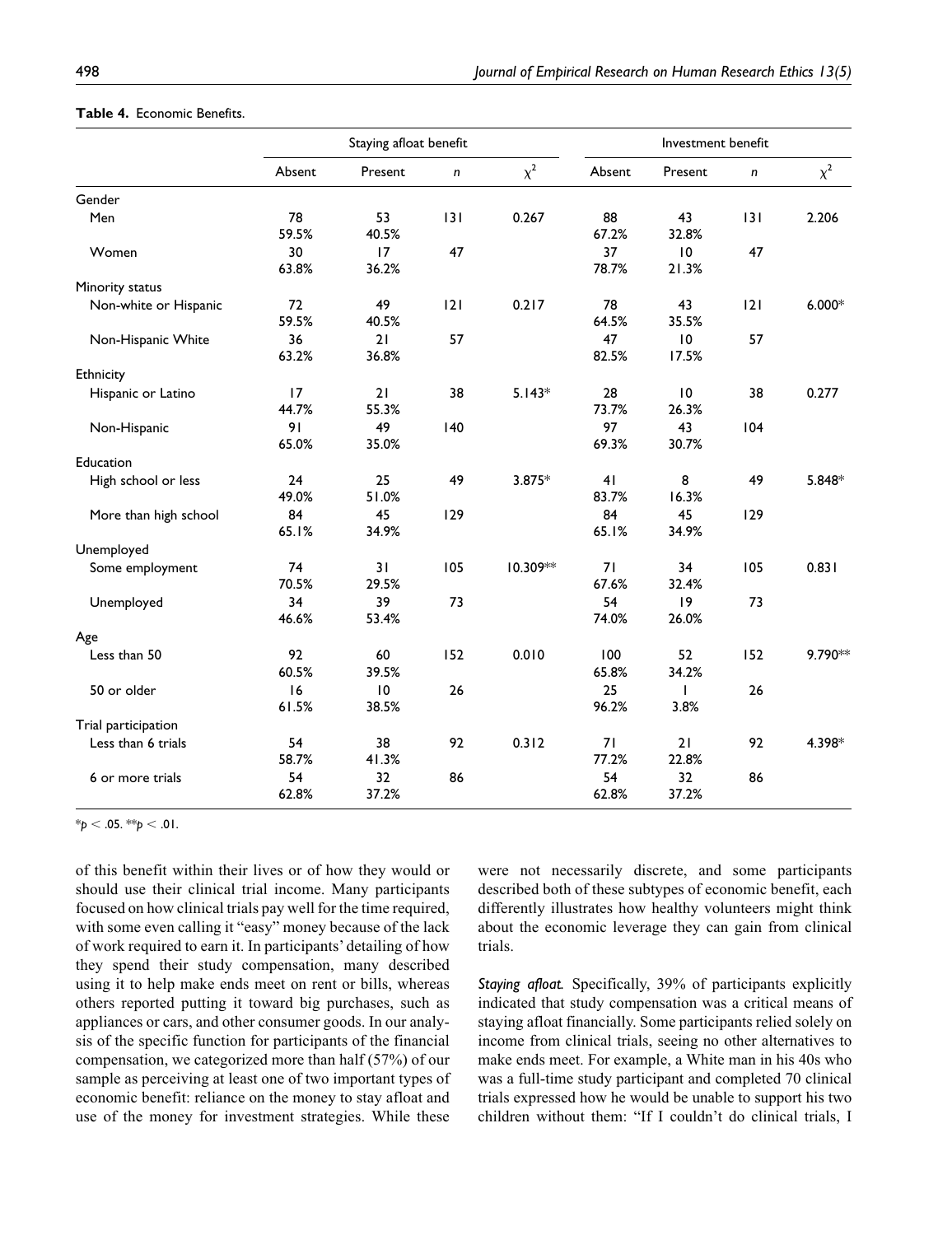**Table 4.** Economic Benefits.

| | Staying afloat benefit | | | | Investment benefit | | | |
|---|---|---|---|---|---|---|---|---|
| | Absent | Present | $n$ | $\chi^2$ | Absent | Present | $n$ | $\chi^2$ |
| Gender | | | | | | | | |
| Men | 78<br>59.5% | 53<br>40.5% | 131 | 0.267 | 88<br>67.2% | 43<br>32.8% | 131 | 2.206 |
| Women | 30<br>63.8% | 17<br>36.2% | 47 | | 37<br>78.7% | 10<br>21.3% | 47 | |
| Minority status | | | | | | | | |
| Non-white or Hispanic | 72<br>59.5% | 49<br>40.5% | 121 | 0.217 | 78<br>64.5% | 43<br>35.5% | 121 | 6.000* |
| Non-Hispanic White | 36<br>63.2% | 21<br>36.8% | 57 | | 47<br>82.5% | 10<br>17.5% | 57 | |
| Ethnicity | | | | | | | | |
| Hispanic or Latino | 17<br>44.7% | 21<br>55.3% | 38 | 5.143* | 28<br>73.7% | 10<br>26.3% | 38 | 0.277 |
| Non-Hispanic | 91<br>65.0% | 49<br>35.0% | 140 | | 97<br>69.3% | 43<br>30.7% | 104 | |
| Education | | | | | | | | |
| High school or less | 24<br>49.0% | 25<br>51.0% | 49 | 3.875* | 41<br>83.7% | 8<br>16.3% | 49 | 5.848* |
| More than high school | 84<br>65.1% | 45<br>34.9% | 129 | | 84<br>65.1% | 45<br>34.9% | 129 | |
| Unemployed | | | | | | | | |
| Some employment | 74<br>70.5% | 31<br>29.5% | 105 | 10.309** | 71<br>67.6% | 34<br>32.4% | 105 | 0.831 |
| Unemployed | 34<br>46.6% | 39<br>53.4% | 73 | | 54<br>74.0% | 19<br>26.0% | 73 | |
| Age | | | | | | | | |
| Less than 50 | 92<br>60.5% | 60<br>39.5% | 152 | 0.010 | 100<br>65.8% | 52<br>34.2% | 152 | 9.790** |
| 50 or older | 16<br>61.5% | 10<br>38.5% | 26 | | 25<br>96.2% | 1<br>3.8% | 26 | |
| Trial participation | | | | | | | | |
| Less than 6 trials | 54<br>58.7% | 38<br>41.3% | 92 | 0.312 | 71<br>77.2% | 21<br>22.8% | 92 | 4.398* |
| 6 or more trials | 54<br>62.8% | 32<br>37.2% | 86 | | 54<br>62.8% | 32<br>37.2% | 86 | |

*$p < .05$. **$p < .01$.

of this benefit within their lives or of how they would or should use their clinical trial income. Many participants focused on how clinical trials pay well for the time required, with some even calling it "easy" money because of the lack of work required to earn it. In participants' detailing of how they spend their study compensation, many described using it to help make ends meet on rent or bills, whereas others reported putting it toward big purchases, such as appliances or cars, and other consumer goods. In our analysis of the specific function for participants of the financial compensation, we categorized more than half (57%) of our sample as perceiving at least one of two important types of economic benefit: reliance on the money to stay afloat and use of the money for investment strategies. While these were not necessarily discrete, and some participants described both of these subtypes of economic benefit, each differently illustrates how healthy volunteers might think about the economic leverage they can gain from clinical trials.

*Staying afloat.* Specifically, 39% of participants explicitly indicated that study compensation was a critical means of staying afloat financially. Some participants relied solely on income from clinical trials, seeing no other alternatives to make ends meet. For example, a White man in his 40s who was a full-time study participant and completed 70 clinical trials expressed how he would be unable to support his two children without them: "If I couldn't do clinical trials, I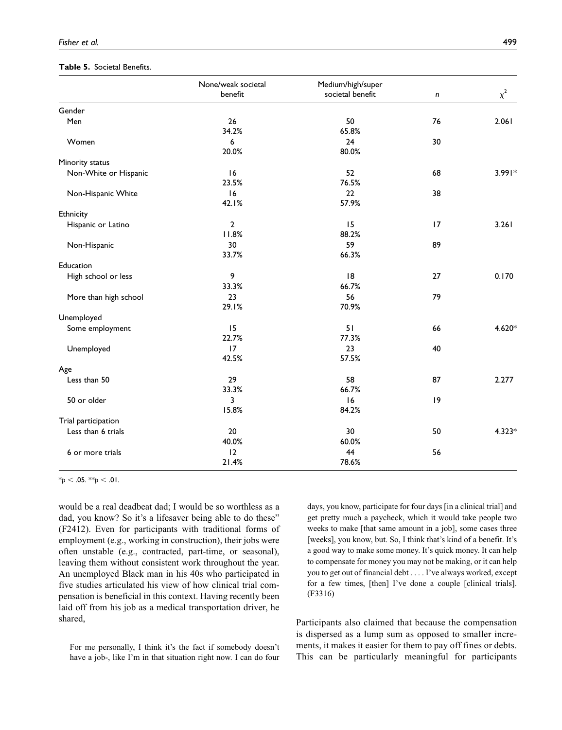**Table 5.** Societal Benefits.

| | None/weak societal benefit | Medium/high/super societal benefit | $n$ | $\chi^2$ |
|---|---|---|---|---|
| Gender | | | | |
| Men | 26<br>34.2% | 50<br>65.8% | 76 | 2.061 |
| Women | 6<br>20.0% | 24<br>80.0% | 30 | |
| Minority status | | | | |
| Non-White or Hispanic | 16<br>23.5% | 52<br>76.5% | 68 | 3.991* |
| Non-Hispanic White | 16<br>42.1% | 22<br>57.9% | 38 | |
| Ethnicity | | | | |
| Hispanic or Latino | 2<br>11.8% | 15<br>88.2% | 17 | 3.261 |
| Non-Hispanic | 30<br>33.7% | 59<br>66.3% | 89 | |
| Education | | | | |
| High school or less | 9<br>33.3% | 18<br>66.7% | 27 | 0.170 |
| More than high school | 23<br>29.1% | 56<br>70.9% | 79 | |
| Unemployed | | | | |
| Some employment | 15<br>22.7% | 51<br>77.3% | 66 | 4.620* |
| Unemployed | 17<br>42.5% | 23<br>57.5% | 40 | |
| Age | | | | |
| Less than 50 | 29<br>33.3% | 58<br>66.7% | 87 | 2.277 |
| 50 or older | 3<br>15.8% | 16<br>84.2% | 19 | |
| Trial participation | | | | |
| Less than 6 trials | 20<br>40.0% | 30<br>60.0% | 50 | 4.323* |
| 6 or more trials | 12<br>21.4% | 44<br>78.6% | 56 | |

*$p < .05$. **$p < .01$.

would be a real deadbeat dad; I would be so worthless as a dad, you know? So it's a lifesaver being able to do these" (F2412). Even for participants with traditional forms of employment (e.g., working in construction), their jobs were often unstable (e.g., contracted, part-time, or seasonal), leaving them without consistent work throughout the year. An unemployed Black man in his 40s who participated in five studies articulated his view of how clinical trial compensation is beneficial in this context. Having recently been laid off from his job as a medical transportation driver, he shared,

> For me personally, I think it's the fact if somebody doesn't have a job-, like I'm in that situation right now. I can do four days, you know, participate for four days [in a clinical trial] and get pretty much a paycheck, which it would take people two weeks to make [that same amount in a job], some cases three [weeks], you know, but. So, I think that's kind of a benefit. It's a good way to make some money. It's quick money. It can help to compensate for money you may not be making, or it can help you to get out of financial debt . . . . I've always worked, except for a few times, [then] I've done a couple [clinical trials]. (F3316)

Participants also claimed that because the compensation is dispersed as a lump sum as opposed to smaller increments, it makes it easier for them to pay off fines or debts. This can be particularly meaningful for participants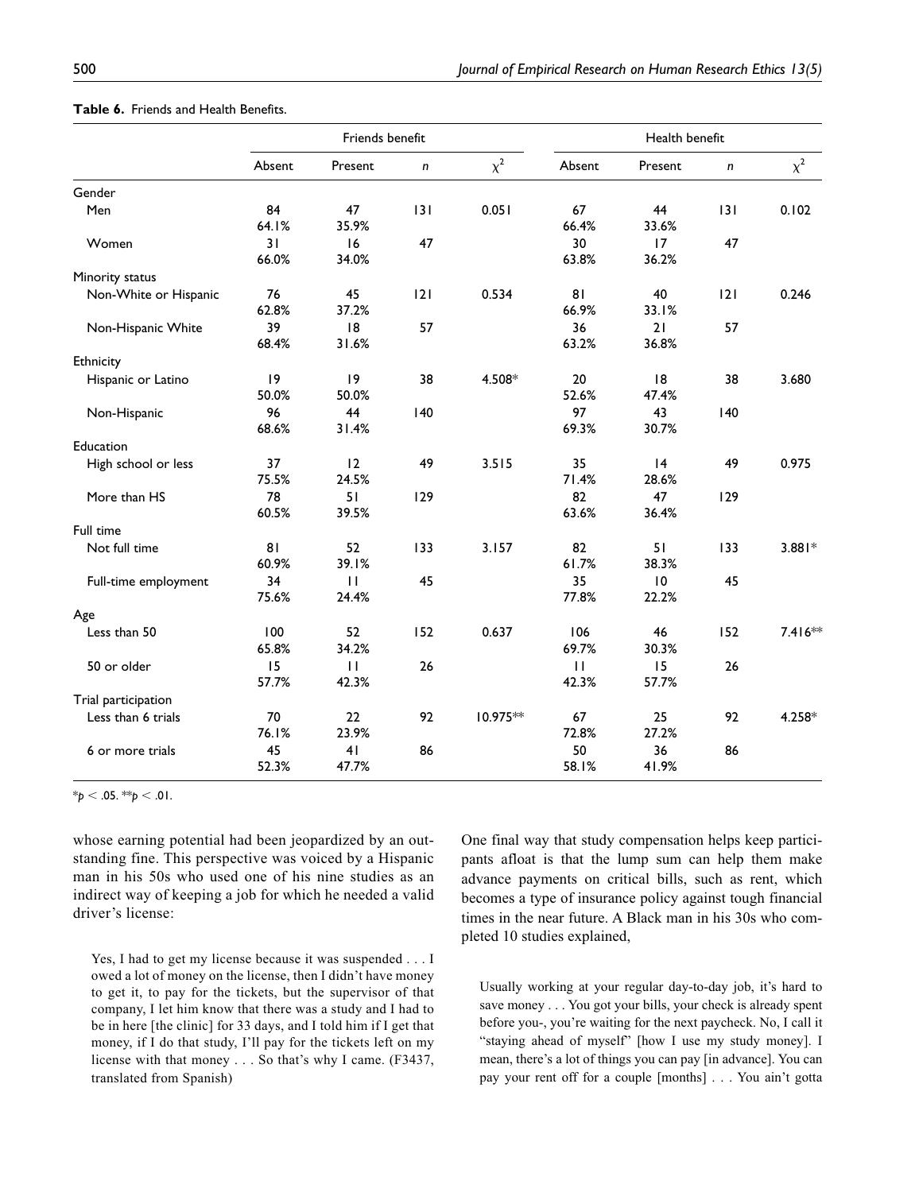**Table 6.** Friends and Health Benefits.

| | Friends benefit | | | | Health benefit | | | |
|---|---|---|---|---|---|---|---|---|
| | Absent | Present | $n$ | $\chi^2$ | Absent | Present | $n$ | $\chi^2$ |
| Gender | | | | | | | | |
| Men | 84<br>64.1% | 47<br>35.9% | 131 | 0.051 | 67<br>66.4% | 44<br>33.6% | 131 | 0.102 |
| Women | 31<br>66.0% | 16<br>34.0% | 47 | | 30<br>63.8% | 17<br>36.2% | 47 | |
| Minority status | | | | | | | | |
| Non-White or Hispanic | 76<br>62.8% | 45<br>37.2% | 121 | 0.534 | 81<br>66.9% | 40<br>33.1% | 121 | 0.246 |
| Non-Hispanic White | 39<br>68.4% | 18<br>31.6% | 57 | | 36<br>63.2% | 21<br>36.8% | 57 | |
| Ethnicity | | | | | | | | |
| Hispanic or Latino | 19<br>50.0% | 19<br>50.0% | 38 | 4.508* | 20<br>52.6% | 18<br>47.4% | 38 | 3.680 |
| Non-Hispanic | 96<br>68.6% | 44<br>31.4% | 140 | | 97<br>69.3% | 43<br>30.7% | 140 | |
| Education | | | | | | | | |
| High school or less | 37<br>75.5% | 12<br>24.5% | 49 | 3.515 | 35<br>71.4% | 14<br>28.6% | 49 | 0.975 |
| More than HS | 78<br>60.5% | 51<br>39.5% | 129 | | 82<br>63.6% | 47<br>36.4% | 129 | |
| Full time | | | | | | | | |
| Not full time | 81<br>60.9% | 52<br>39.1% | 133 | 3.157 | 82<br>61.7% | 51<br>38.3% | 133 | 3.881* |
| Full-time employment | 34<br>75.6% | 11<br>24.4% | 45 | | 35<br>77.8% | 10<br>22.2% | 45 | |
| Age | | | | | | | | |
| Less than 50 | 100<br>65.8% | 52<br>34.2% | 152 | 0.637 | 106<br>69.7% | 46<br>30.3% | 152 | 7.416** |
| 50 or older | 15<br>57.7% | 11<br>42.3% | 26 | | 11<br>42.3% | 15<br>57.7% | 26 | |
| Trial participation | | | | | | | | |
| Less than 6 trials | 70<br>76.1% | 22<br>23.9% | 92 | 10.975** | 67<br>72.8% | 25<br>27.2% | 92 | 4.258* |
| 6 or more trials | 45<br>52.3% | 41<br>47.7% | 86 | | 50<br>58.1% | 36<br>41.9% | 86 | |

*$p < .05$. **$p < .01$.

whose earning potential had been jeopardized by an outstanding fine. This perspective was voiced by a Hispanic man in his 50s who used one of his nine studies as an indirect way of keeping a job for which he needed a valid driver's license:

> Yes, I had to get my license because it was suspended . . . I owed a lot of money on the license, then I didn't have money to get it, to pay for the tickets, but the supervisor of that company, I let him know that there was a study and I had to be in here [the clinic] for 33 days, and I told him if I get that money, if I do that study, I'll pay for the tickets left on my license with that money . . . So that's why I came. (F3437, translated from Spanish)

One final way that study compensation helps keep participants afloat is that the lump sum can help them make advance payments on critical bills, such as rent, which becomes a type of insurance policy against tough financial times in the near future. A Black man in his 30s who completed 10 studies explained,

> Usually working at your regular day-to-day job, it's hard to save money . . . You got your bills, your check is already spent before you-, you're waiting for the next paycheck. No, I call it "staying ahead of myself" [how I use my study money]. I mean, there's a lot of things you can pay [in advance]. You can pay your rent off for a couple [months] . . . You ain't gotta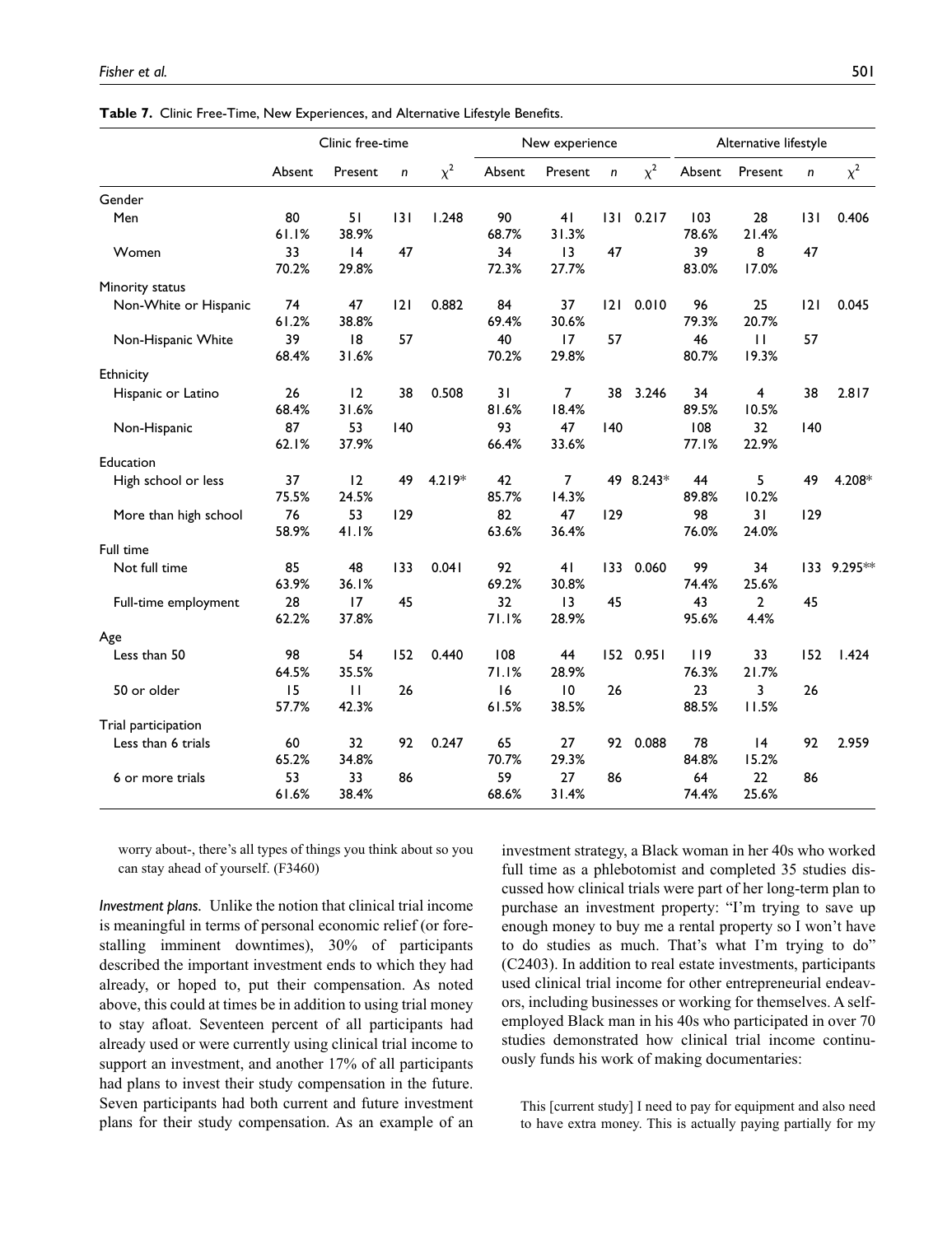**Table 7.** Clinic Free-Time, New Experiences, and Alternative Lifestyle Benefits.

| | Clinic free-time | | | | New experience | | | | Alternative lifestyle | | | |
|---|---|---|---|---|---|---|---|---|---|---|---|---|
| | Absent | Present | $n$ | $\chi^2$ | Absent | Present | $n$ | $\chi^2$ | Absent | Present | $n$ | $\chi^2$ |
| Gender | | | | | | | | | | | | |
| Men | 80<br>61.1% | 51<br>38.9% | 131 | 1.248 | 90<br>68.7% | 41<br>31.3% | 131 | 0.217 | 103<br>78.6% | 28<br>21.4% | 131 | 0.406 |
| Women | 33<br>70.2% | 14<br>29.8% | 47 | | 34<br>72.3% | 13<br>27.7% | 47 | | 39<br>83.0% | 8<br>17.0% | 47 | |
| Minority status | | | | | | | | | | | | |
| Non-White or Hispanic | 74<br>61.2% | 47<br>38.8% | 121 | 0.882 | 84<br>69.4% | 37<br>30.6% | 121 | 0.010 | 96<br>79.3% | 25<br>20.7% | 121 | 0.045 |
| Non-Hispanic White | 39<br>68.4% | 18<br>31.6% | 57 | | 40<br>70.2% | 17<br>29.8% | 57 | | 46<br>80.7% | 11<br>19.3% | 57 | |
| Ethnicity | | | | | | | | | | | | |
| Hispanic or Latino | 26<br>68.4% | 12<br>31.6% | 38 | 0.508 | 31<br>81.6% | 7<br>18.4% | 38 | 3.246 | 34<br>89.5% | 4<br>10.5% | 38 | 2.817 |
| Non-Hispanic | 87<br>62.1% | 53<br>37.9% | 140 | | 93<br>66.4% | 47<br>33.6% | 140 | | 108<br>77.1% | 32<br>22.9% | 140 | |
| Education | | | | | | | | | | | | |
| High school or less | 37<br>75.5% | 12<br>24.5% | 49 | 4.219* | 42<br>85.7% | 7<br>14.3% | 49 | 8.243* | 44<br>89.8% | 5<br>10.2% | 49 | 4.208* |
| More than high school | 76<br>58.9% | 53<br>41.1% | 129 | | 82<br>63.6% | 47<br>36.4% | 129 | | 98<br>76.0% | 31<br>24.0% | 129 | |
| Full time | | | | | | | | | | | | |
| Not full time | 85<br>63.9% | 48<br>36.1% | 133 | 0.041 | 92<br>69.2% | 41<br>30.8% | 133 | 0.060 | 99<br>74.4% | 34<br>25.6% | 133 | 9.295** |
| Full-time employment | 28<br>62.2% | 17<br>37.8% | 45 | | 32<br>71.1% | 13<br>28.9% | 45 | | 43<br>95.6% | 2<br>4.4% | 45 | |
| Age | | | | | | | | | | | | |
| Less than 50 | 98<br>64.5% | 54<br>35.5% | 152 | 0.440 | 108<br>71.1% | 44<br>28.9% | 152 | 0.951 | 119<br>76.3% | 33<br>21.7% | 152 | 1.424 |
| 50 or older | 15<br>57.7% | 11<br>42.3% | 26 | | 16<br>61.5% | 10<br>38.5% | 26 | | 23<br>88.5% | 3<br>11.5% | 26 | |
| Trial participation | | | | | | | | | | | | |
| Less than 6 trials | 60<br>65.2% | 32<br>34.8% | 92 | 0.247 | 65<br>70.7% | 27<br>29.3% | 92 | 0.088 | 78<br>84.8% | 14<br>15.2% | 92 | 2.959 |
| 6 or more trials | 53<br>61.6% | 33<br>38.4% | 86 | | 59<br>68.6% | 27<br>31.4% | 86 | | 64<br>74.4% | 22<br>25.6% | 86 | |

worry about-, there's all types of things you think about so you can stay ahead of yourself. (F3460)

*Investment plans.* Unlike the notion that clinical trial income is meaningful in terms of personal economic relief (or forestalling imminent downtimes), 30% of participants described the important investment ends to which they had already, or hoped to, put their compensation. As noted above, this could at times be in addition to using trial money to stay afloat. Seventeen percent of all participants had already used or were currently using clinical trial income to support an investment, and another 17% of all participants had plans to invest their study compensation in the future. Seven participants had both current and future investment plans for their study compensation. As an example of an investment strategy, a Black woman in her 40s who worked full time as a phlebotomist and completed 35 studies discussed how clinical trials were part of her long-term plan to purchase an investment property: "I'm trying to save up enough money to buy me a rental property so I won't have to do studies as much. That's what I'm trying to do" (C2403). In addition to real estate investments, participants used clinical trial income for other entrepreneurial endeavors, including businesses or working for themselves. A self-employed Black man in his 40s who participated in over 70 studies demonstrated how clinical trial income continuously funds his work of making documentaries:

> This [current study] I need to pay for equipment and also need to have extra money. This is actually paying partially for my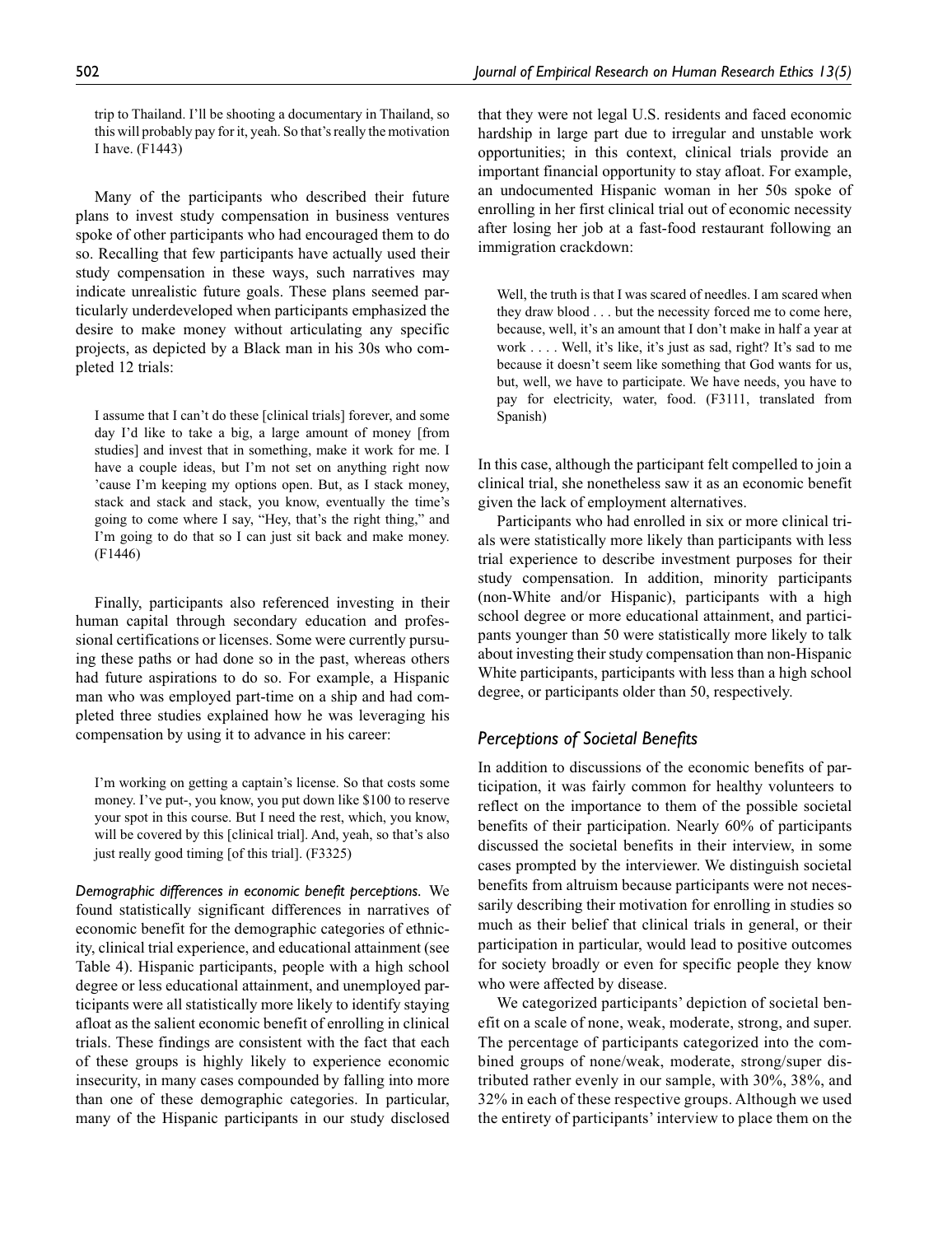trip to Thailand. I'll be shooting a documentary in Thailand, so this will probably pay for it, yeah. So that's really the motivation I have. (F1443)

Many of the participants who described their future plans to invest study compensation in business ventures spoke of other participants who had encouraged them to do so. Recalling that few participants have actually used their study compensation in these ways, such narratives may indicate unrealistic future goals. These plans seemed particularly underdeveloped when participants emphasized the desire to make money without articulating any specific projects, as depicted by a Black man in his 30s who completed 12 trials:

> I assume that I can't do these [clinical trials] forever, and some day I'd like to take a big, a large amount of money [from studies] and invest that in something, make it work for me. I have a couple ideas, but I'm not set on anything right now 'cause I'm keeping my options open. But, as I stack money, stack and stack and stack, you know, eventually the time's going to come where I say, "Hey, that's the right thing," and I'm going to do that so I can just sit back and make money. (F1446)

Finally, participants also referenced investing in their human capital through secondary education and professional certifications or licenses. Some were currently pursuing these paths or had done so in the past, whereas others had future aspirations to do so. For example, a Hispanic man who was employed part-time on a ship and had completed three studies explained how he was leveraging his compensation by using it to advance in his career:

> I'm working on getting a captain's license. So that costs some money. I've put-, you know, you put down like $100 to reserve your spot in this course. But I need the rest, which, you know, will be covered by this [clinical trial]. And, yeah, so that's also just really good timing [of this trial]. (F3325)

*Demographic differences in economic benefit perceptions.* We found statistically significant differences in narratives of economic benefit for the demographic categories of ethnicity, clinical trial experience, and educational attainment (see Table 4). Hispanic participants, people with a high school degree or less educational attainment, and unemployed participants were all statistically more likely to identify staying afloat as the salient economic benefit of enrolling in clinical trials. These findings are consistent with the fact that each of these groups is highly likely to experience economic insecurity, in many cases compounded by falling into more than one of these demographic categories. In particular, many of the Hispanic participants in our study disclosed that they were not legal U.S. residents and faced economic hardship in large part due to irregular and unstable work opportunities; in this context, clinical trials provide an important financial opportunity to stay afloat. For example, an undocumented Hispanic woman in her 50s spoke of enrolling in her first clinical trial out of economic necessity after losing her job at a fast-food restaurant following an immigration crackdown:

> Well, the truth is that I was scared of needles. I am scared when they draw blood . . . but the necessity forced me to come here, because, well, it's an amount that I don't make in half a year at work . . . . Well, it's like, it's just as sad, right? It's sad to me because it doesn't seem like something that God wants for us, but, well, we have to participate. We have needs, you have to pay for electricity, water, food. (F3111, translated from Spanish)

In this case, although the participant felt compelled to join a clinical trial, she nonetheless saw it as an economic benefit given the lack of employment alternatives.

Participants who had enrolled in six or more clinical trials were statistically more likely than participants with less trial experience to describe investment purposes for their study compensation. In addition, minority participants (non-White and/or Hispanic), participants with a high school degree or more educational attainment, and participants younger than 50 were statistically more likely to talk about investing their study compensation than non-Hispanic White participants, participants with less than a high school degree, or participants older than 50, respectively.

### *Perceptions of Societal Benefits*

In addition to discussions of the economic benefits of participation, it was fairly common for healthy volunteers to reflect on the importance to them of the possible societal benefits of their participation. Nearly 60% of participants discussed the societal benefits in their interview, in some cases prompted by the interviewer. We distinguish societal benefits from altruism because participants were not necessarily describing their motivation for enrolling in studies so much as their belief that clinical trials in general, or their participation in particular, would lead to positive outcomes for society broadly or even for specific people they know who were affected by disease.

We categorized participants' depiction of societal benefit on a scale of none, weak, moderate, strong, and super. The percentage of participants categorized into the combined groups of none/weak, moderate, strong/super distributed rather evenly in our sample, with 30%, 38%, and 32% in each of these respective groups. Although we used the entirety of participants' interview to place them on the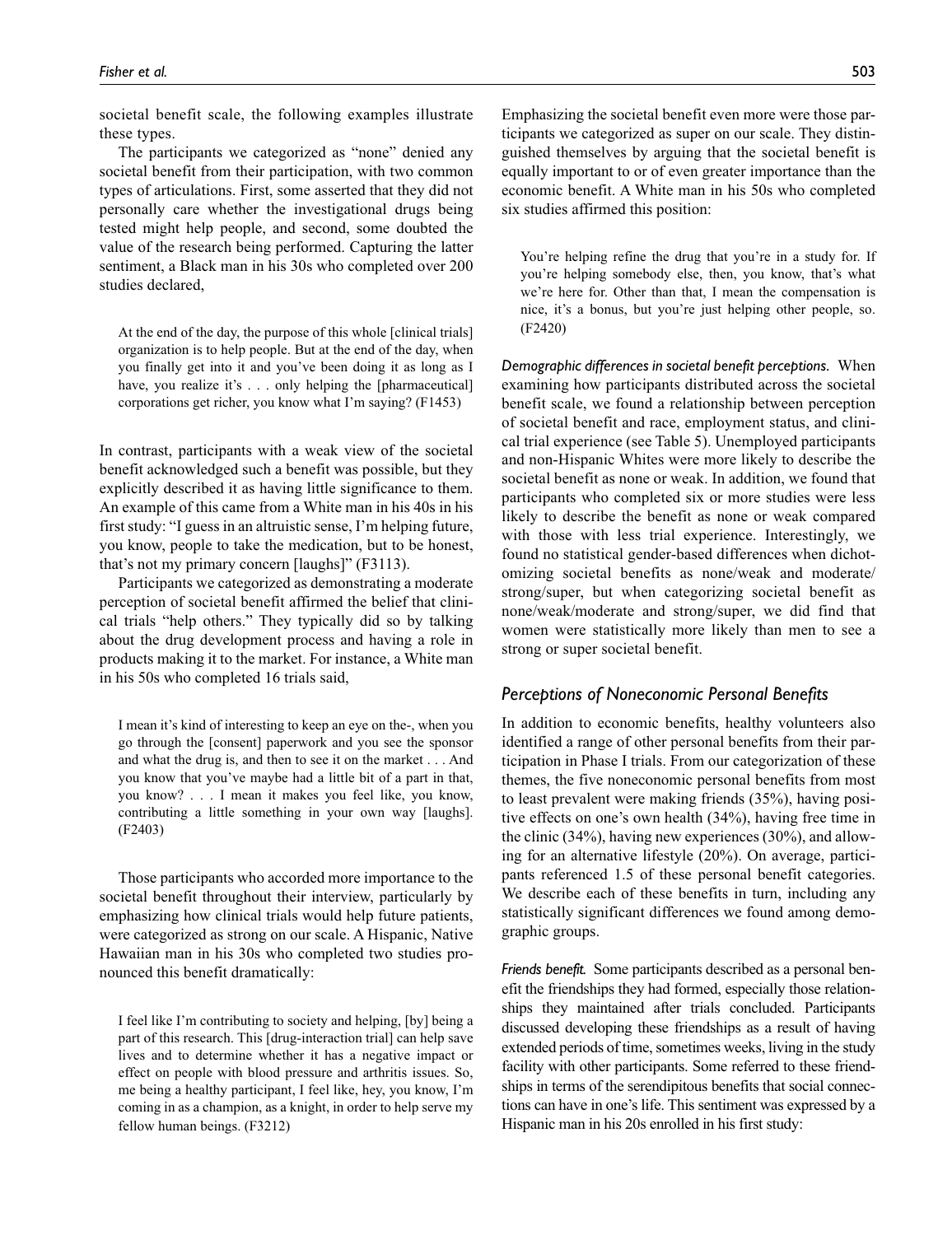societal benefit scale, the following examples illustrate these types.

The participants we categorized as "none" denied any societal benefit from their participation, with two common types of articulations. First, some asserted that they did not personally care whether the investigational drugs being tested might help people, and second, some doubted the value of the research being performed. Capturing the latter sentiment, a Black man in his 30s who completed over 200 studies declared,

> At the end of the day, the purpose of this whole [clinical trials] organization is to help people. But at the end of the day, when you finally get into it and you've been doing it as long as I have, you realize it's . . . only helping the [pharmaceutical] corporations get richer, you know what I'm saying? (F1453)

In contrast, participants with a weak view of the societal benefit acknowledged such a benefit was possible, but they explicitly described it as having little significance to them. An example of this came from a White man in his 40s in his first study: "I guess in an altruistic sense, I'm helping future, you know, people to take the medication, but to be honest, that's not my primary concern [laughs]" (F3113).

Participants we categorized as demonstrating a moderate perception of societal benefit affirmed the belief that clinical trials "help others." They typically did so by talking about the drug development process and having a role in products making it to the market. For instance, a White man in his 50s who completed 16 trials said,

> I mean it's kind of interesting to keep an eye on the-, when you go through the [consent] paperwork and you see the sponsor and what the drug is, and then to see it on the market . . . And you know that you've maybe had a little bit of a part in that, you know? . . . I mean it makes you feel like, you know, contributing a little something in your own way [laughs]. (F2403)

Those participants who accorded more importance to the societal benefit throughout their interview, particularly by emphasizing how clinical trials would help future patients, were categorized as strong on our scale. A Hispanic, Native Hawaiian man in his 30s who completed two studies pronounced this benefit dramatically:

> I feel like I'm contributing to society and helping, [by] being a part of this research. This [drug-interaction trial] can help save lives and to determine whether it has a negative impact or effect on people with blood pressure and arthritis issues. So, me being a healthy participant, I feel like, hey, you know, I'm coming in as a champion, as a knight, in order to help serve my fellow human beings. (F3212)

Emphasizing the societal benefit even more were those participants we categorized as super on our scale. They distinguished themselves by arguing that the societal benefit is equally important to or of even greater importance than the economic benefit. A White man in his 50s who completed six studies affirmed this position:

> You're helping refine the drug that you're in a study for. If you're helping somebody else, then, you know, that's what we're here for. Other than that, I mean the compensation is nice, it's a bonus, but you're just helping other people, so. (F2420)

*Demographic differences in societal benefit perceptions.* When examining how participants distributed across the societal benefit scale, we found a relationship between perception of societal benefit and race, employment status, and clinical trial experience (see Table 5). Unemployed participants and non-Hispanic Whites were more likely to describe the societal benefit as none or weak. In addition, we found that participants who completed six or more studies were less likely to describe the benefit as none or weak compared with those with less trial experience. Interestingly, we found no statistical gender-based differences when dichotomizing societal benefits as none/weak and moderate/strong/super, but when categorizing societal benefit as none/weak/moderate and strong/super, we did find that women were statistically more likely than men to see a strong or super societal benefit.

## Perceptions of Noneconomic Personal Benefits

In addition to economic benefits, healthy volunteers also identified a range of other personal benefits from their participation in Phase I trials. From our categorization of these themes, the five noneconomic personal benefits from most to least prevalent were making friends (35%), having positive effects on one's own health (34%), having free time in the clinic (34%), having new experiences (30%), and allowing for an alternative lifestyle (20%). On average, participants referenced 1.5 of these personal benefit categories. We describe each of these benefits in turn, including any statistically significant differences we found among demographic groups.

*Friends benefit.* Some participants described as a personal benefit the friendships they had formed, especially those relationships they maintained after trials concluded. Participants discussed developing these friendships as a result of having extended periods of time, sometimes weeks, living in the study facility with other participants. Some referred to these friendships in terms of the serendipitous benefits that social connections can have in one's life. This sentiment was expressed by a Hispanic man in his 20s enrolled in his first study: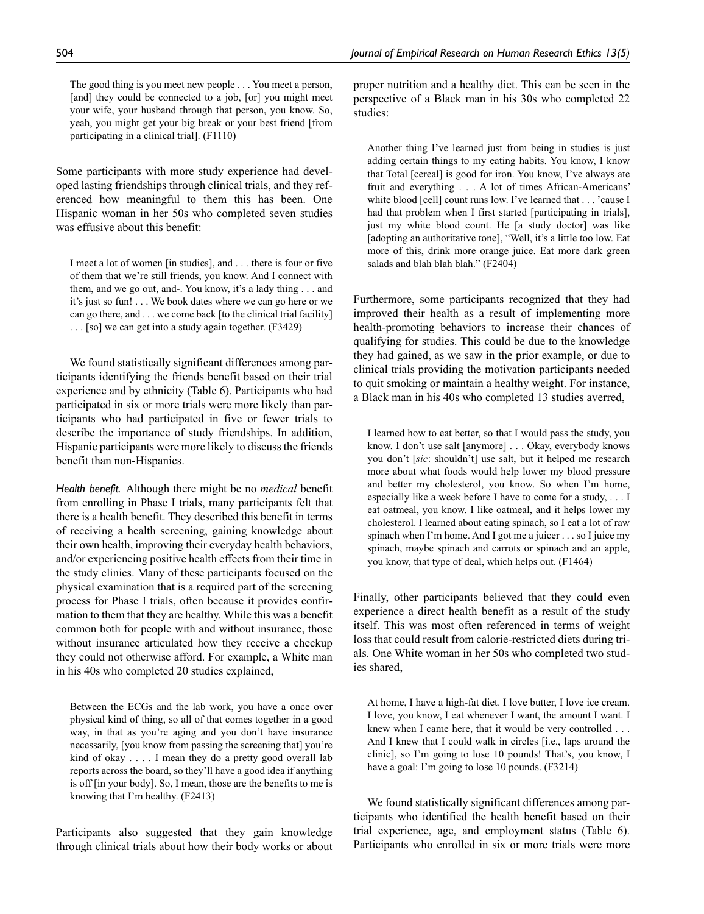> The good thing is you meet new people . . . You meet a person, [and] they could be connected to a job, [or] you might meet your wife, your husband through that person, you know. So, yeah, you might get your big break or your best friend [from participating in a clinical trial]. (F1110)

Some participants with more study experience had developed lasting friendships through clinical trials, and they referenced how meaningful to them this has been. One Hispanic woman in her 50s who completed seven studies was effusive about this benefit:

> I meet a lot of women [in studies], and . . . there is four or five of them that we're still friends, you know. And I connect with them, and we go out, and-. You know, it's a lady thing . . . and it's just so fun! . . . We book dates where we can go here or we can go there, and . . . we come back [to the clinical trial facility] . . . [so] we can get into a study again together. (F3429)

We found statistically significant differences among participants identifying the friends benefit based on their trial experience and by ethnicity (Table 6). Participants who had participated in six or more trials were more likely than participants who had participated in five or fewer trials to describe the importance of study friendships. In addition, Hispanic participants were more likely to discuss the friends benefit than non-Hispanics.

*Health benefit.* Although there might be no *medical* benefit from enrolling in Phase I trials, many participants felt that there is a health benefit. They described this benefit in terms of receiving a health screening, gaining knowledge about their own health, improving their everyday health behaviors, and/or experiencing positive health effects from their time in the study clinics. Many of these participants focused on the physical examination that is a required part of the screening process for Phase I trials, often because it provides confirmation to them that they are healthy. While this was a benefit common both for people with and without insurance, those without insurance articulated how they receive a checkup they could not otherwise afford. For example, a White man in his 40s who completed 20 studies explained,

> Between the ECGs and the lab work, you have a once over physical kind of thing, so all of that comes together in a good way, in that as you're aging and you don't have insurance necessarily, [you know from passing the screening that] you're kind of okay . . . . I mean they do a pretty good overall lab reports across the board, so they'll have a good idea if anything is off [in your body]. So, I mean, those are the benefits to me is knowing that I'm healthy. (F2413)

Participants also suggested that they gain knowledge through clinical trials about how their body works or about proper nutrition and a healthy diet. This can be seen in the perspective of a Black man in his 30s who completed 22 studies:

> Another thing I've learned just from being in studies is just adding certain things to my eating habits. You know, I know that Total [cereal] is good for iron. You know, I've always ate fruit and everything . . . A lot of times African-Americans' white blood [cell] count runs low. I've learned that . . . 'cause I had that problem when I first started [participating in trials], just my white blood count. He [a study doctor] was like [adopting an authoritative tone], "Well, it's a little too low. Eat more of this, drink more orange juice. Eat more dark green salads and blah blah blah." (F2404)

Furthermore, some participants recognized that they had improved their health as a result of implementing more health-promoting behaviors to increase their chances of qualifying for studies. This could be due to the knowledge they had gained, as we saw in the prior example, or due to clinical trials providing the motivation participants needed to quit smoking or maintain a healthy weight. For instance, a Black man in his 40s who completed 13 studies averred,

> I learned how to eat better, so that I would pass the study, you know. I don't use salt [anymore] . . . Okay, everybody knows you don't [*sic*: shouldn't] use salt, but it helped me research more about what foods would help lower my blood pressure and better my cholesterol, you know. So when I'm home, especially like a week before I have to come for a study, . . . I eat oatmeal, you know. I like oatmeal, and it helps lower my cholesterol. I learned about eating spinach, so I eat a lot of raw spinach when I'm home. And I got me a juicer . . . so I juice my spinach, maybe spinach and carrots or spinach and an apple, you know, that type of deal, which helps out. (F1464)

Finally, other participants believed that they could even experience a direct health benefit as a result of the study itself. This was most often referenced in terms of weight loss that could result from calorie-restricted diets during trials. One White woman in her 50s who completed two studies shared,

> At home, I have a high-fat diet. I love butter, I love ice cream. I love, you know, I eat whenever I want, the amount I want. I knew when I came here, that it would be very controlled . . . And I knew that I could walk in circles [i.e., laps around the clinic], so I'm going to lose 10 pounds! That's, you know, I have a goal: I'm going to lose 10 pounds. (F3214)

We found statistically significant differences among participants who identified the health benefit based on their trial experience, age, and employment status (Table 6). Participants who enrolled in six or more trials were more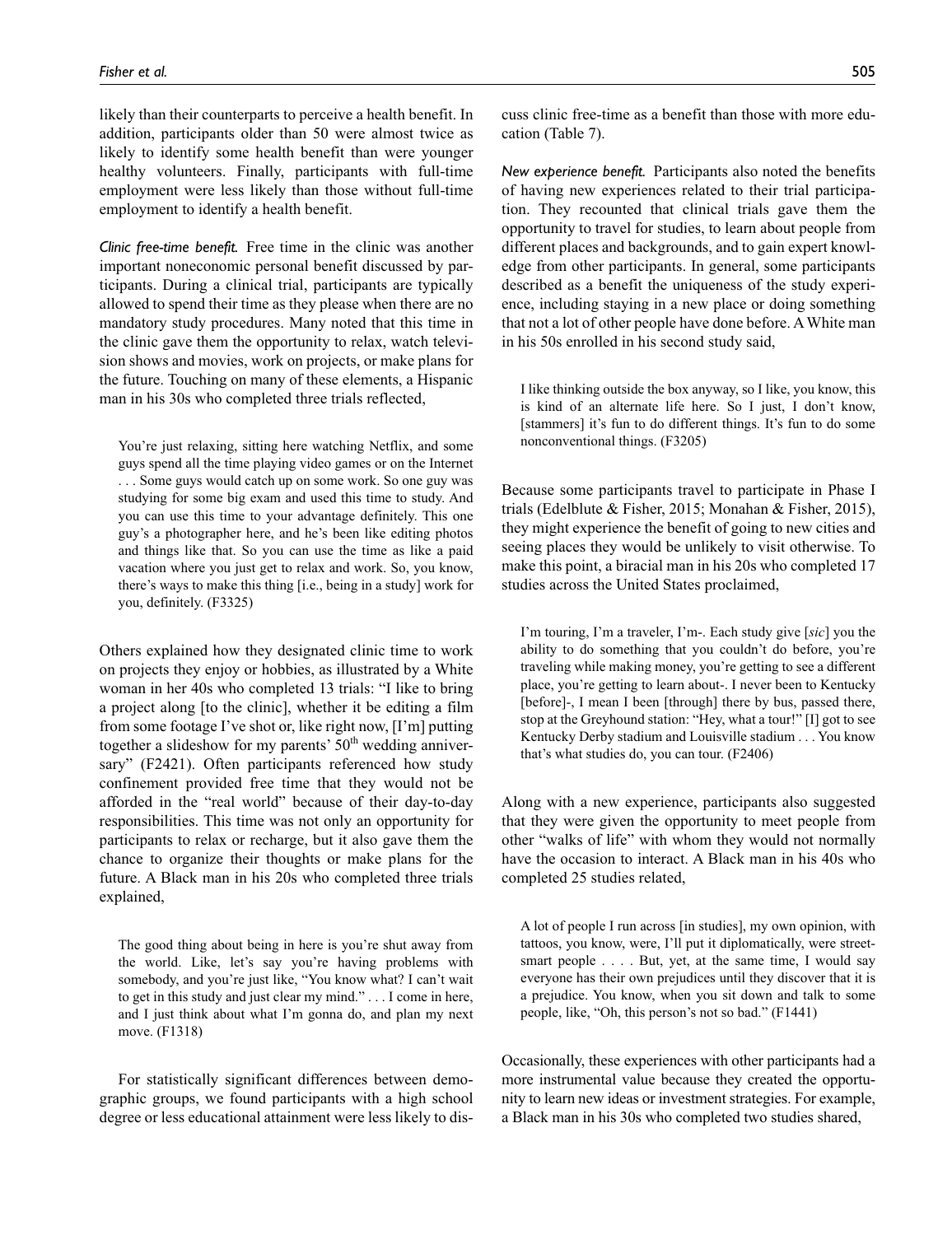likely than their counterparts to perceive a health benefit. In addition, participants older than 50 were almost twice as likely to identify some health benefit than were younger healthy volunteers. Finally, participants with full-time employment were less likely than those without full-time employment to identify a health benefit.

*Clinic free-time benefit.* Free time in the clinic was another important noneconomic personal benefit discussed by participants. During a clinical trial, participants are typically allowed to spend their time as they please when there are no mandatory study procedures. Many noted that this time in the clinic gave them the opportunity to relax, watch television shows and movies, work on projects, or make plans for the future. Touching on many of these elements, a Hispanic man in his 30s who completed three trials reflected,

> You're just relaxing, sitting here watching Netflix, and some guys spend all the time playing video games or on the Internet . . . Some guys would catch up on some work. So one guy was studying for some big exam and used this time to study. And you can use this time to your advantage definitely. This one guy's a photographer here, and he's been like editing photos and things like that. So you can use the time as like a paid vacation where you just get to relax and work. So, you know, there's ways to make this thing [i.e., being in a study] work for you, definitely. (F3325)

Others explained how they designated clinic time to work on projects they enjoy or hobbies, as illustrated by a White woman in her 40s who completed 13 trials: "I like to bring a project along [to the clinic], whether it be editing a film from some footage I've shot or, like right now, [I'm] putting together a slideshow for my parents' 50th wedding anniversary" (F2421). Often participants referenced how study confinement provided free time that they would not be afforded in the "real world" because of their day-to-day responsibilities. This time was not only an opportunity for participants to relax or recharge, but it also gave them the chance to organize their thoughts or make plans for the future. A Black man in his 20s who completed three trials explained,

> The good thing about being in here is you're shut away from the world. Like, let's say you're having problems with somebody, and you're just like, "You know what? I can't wait to get in this study and just clear my mind." . . . I come in here, and I just think about what I'm gonna do, and plan my next move. (F1318)

For statistically significant differences between demographic groups, we found participants with a high school degree or less educational attainment were less likely to discuss clinic free-time as a benefit than those with more education (Table 7).

*New experience benefit.* Participants also noted the benefits of having new experiences related to their trial participation. They recounted that clinical trials gave them the opportunity to travel for studies, to learn about people from different places and backgrounds, and to gain expert knowledge from other participants. In general, some participants described as a benefit the uniqueness of the study experience, including staying in a new place or doing something that not a lot of other people have done before. A White man in his 50s enrolled in his second study said,

> I like thinking outside the box anyway, so I like, you know, this is kind of an alternate life here. So I just, I don't know, [stammers] it's fun to do different things. It's fun to do some nonconventional things. (F3205)

Because some participants travel to participate in Phase I trials (Edelblute & Fisher, 2015; Monahan & Fisher, 2015), they might experience the benefit of going to new cities and seeing places they would be unlikely to visit otherwise. To make this point, a biracial man in his 20s who completed 17 studies across the United States proclaimed,

> I'm touring, I'm a traveler, I'm-. Each study give [*sic*] you the ability to do something that you couldn't do before, you're traveling while making money, you're getting to see a different place, you're getting to learn about-. I never been to Kentucky [before]-, I mean I been [through] there by bus, passed there, stop at the Greyhound station: "Hey, what a tour!" [I] got to see Kentucky Derby stadium and Louisville stadium . . . You know that's what studies do, you can tour. (F2406)

Along with a new experience, participants also suggested that they were given the opportunity to meet people from other "walks of life" with whom they would not normally have the occasion to interact. A Black man in his 40s who completed 25 studies related,

> A lot of people I run across [in studies], my own opinion, with tattoos, you know, were, I'll put it diplomatically, were street-smart people . . . . But, yet, at the same time, I would say everyone has their own prejudices until they discover that it is a prejudice. You know, when you sit down and talk to some people, like, "Oh, this person's not so bad." (F1441)

Occasionally, these experiences with other participants had a more instrumental value because they created the opportunity to learn new ideas or investment strategies. For example, a Black man in his 30s who completed two studies shared,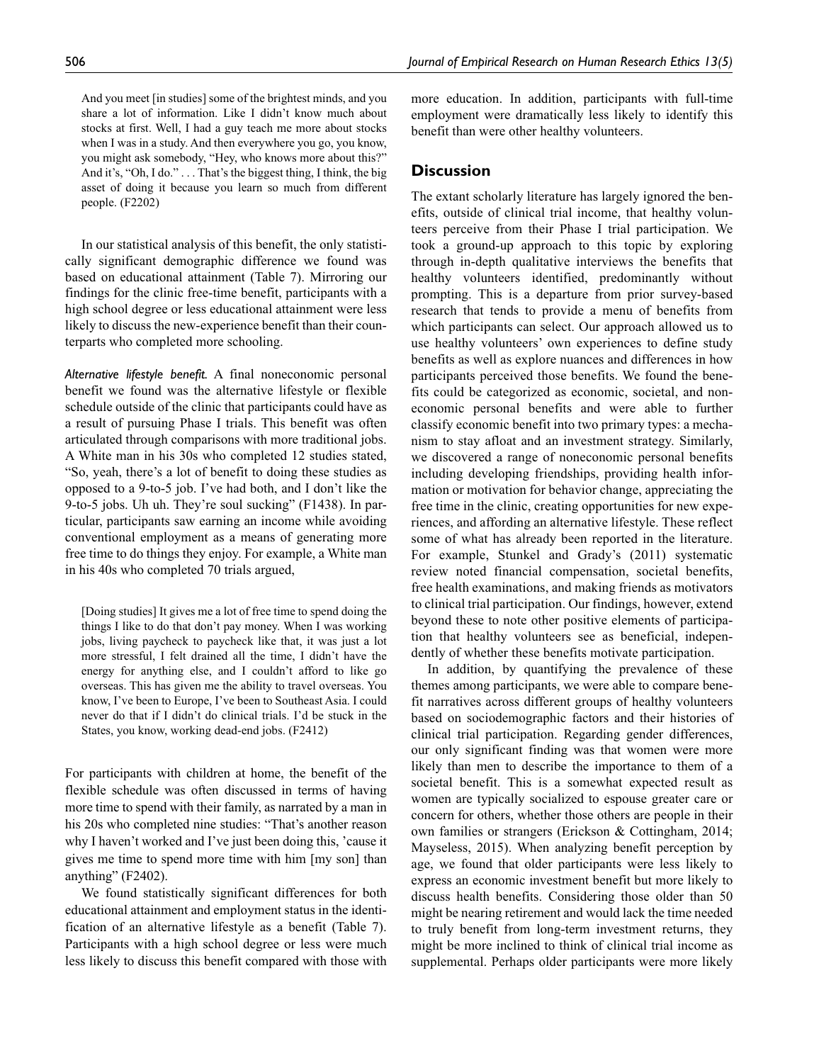> And you meet [in studies] some of the brightest minds, and you share a lot of information. Like I didn't know much about stocks at first. Well, I had a guy teach me more about stocks when I was in a study. And then everywhere you go, you know, you might ask somebody, "Hey, who knows more about this?" And it's, "Oh, I do." . . . That's the biggest thing, I think, the big asset of doing it because you learn so much from different people. (F2202)

In our statistical analysis of this benefit, the only statistically significant demographic difference we found was based on educational attainment (Table 7). Mirroring our findings for the clinic free-time benefit, participants with a high school degree or less educational attainment were less likely to discuss the new-experience benefit than their counterparts who completed more schooling.

*Alternative lifestyle benefit.* A final noneconomic personal benefit we found was the alternative lifestyle or flexible schedule outside of the clinic that participants could have as a result of pursuing Phase I trials. This benefit was often articulated through comparisons with more traditional jobs. A White man in his 30s who completed 12 studies stated, "So, yeah, there's a lot of benefit to doing these studies as opposed to a 9-to-5 job. I've had both, and I don't like the 9-to-5 jobs. Uh uh. They're soul sucking" (F1438). In particular, participants saw earning an income while avoiding conventional employment as a means of generating more free time to do things they enjoy. For example, a White man in his 40s who completed 70 trials argued,

> [Doing studies] It gives me a lot of free time to spend doing the things I like to do that don't pay money. When I was working jobs, living paycheck to paycheck like that, it was just a lot more stressful, I felt drained all the time, I didn't have the energy for anything else, and I couldn't afford to like go overseas. This has given me the ability to travel overseas. You know, I've been to Europe, I've been to Southeast Asia. I could never do that if I didn't do clinical trials. I'd be stuck in the States, you know, working dead-end jobs. (F2412)

For participants with children at home, the benefit of the flexible schedule was often discussed in terms of having more time to spend with their family, as narrated by a man in his 20s who completed nine studies: "That's another reason why I haven't worked and I've just been doing this, 'cause it gives me time to spend more time with him [my son] than anything" (F2402).

We found statistically significant differences for both educational attainment and employment status in the identification of an alternative lifestyle as a benefit (Table 7). Participants with a high school degree or less were much less likely to discuss this benefit compared with those with more education. In addition, participants with full-time employment were dramatically less likely to identify this benefit than were other healthy volunteers.

## Discussion

The extant scholarly literature has largely ignored the benefits, outside of clinical trial income, that healthy volunteers perceive from their Phase I trial participation. We took a ground-up approach to this topic by exploring through in-depth qualitative interviews the benefits that healthy volunteers identified, predominantly without prompting. This is a departure from prior survey-based research that tends to provide a menu of benefits from which participants can select. Our approach allowed us to use healthy volunteers' own experiences to define study benefits as well as explore nuances and differences in how participants perceived those benefits. We found the benefits could be categorized as economic, societal, and noneconomic personal benefits and were able to further classify economic benefit into two primary types: a mechanism to stay afloat and an investment strategy. Similarly, we discovered a range of noneconomic personal benefits including developing friendships, providing health information or motivation for behavior change, appreciating the free time in the clinic, creating opportunities for new experiences, and affording an alternative lifestyle. These reflect some of what has already been reported in the literature. For example, Stunkel and Grady's (2011) systematic review noted financial compensation, societal benefits, free health examinations, and making friends as motivators to clinical trial participation. Our findings, however, extend beyond these to note other positive elements of participation that healthy volunteers see as beneficial, independently of whether these benefits motivate participation.

In addition, by quantifying the prevalence of these themes among participants, we were able to compare benefit narratives across different groups of healthy volunteers based on sociodemographic factors and their histories of clinical trial participation. Regarding gender differences, our only significant finding was that women were more likely than men to describe the importance to them of a societal benefit. This is a somewhat expected result as women are typically socialized to espouse greater care or concern for others, whether those others are people in their own families or strangers (Erickson & Cottingham, 2014; Mayseless, 2015). When analyzing benefit perception by age, we found that older participants were less likely to express an economic investment benefit but more likely to discuss health benefits. Considering those older than 50 might be nearing retirement and would lack the time needed to truly benefit from long-term investment returns, they might be more inclined to think of clinical trial income as supplemental. Perhaps older participants were more likely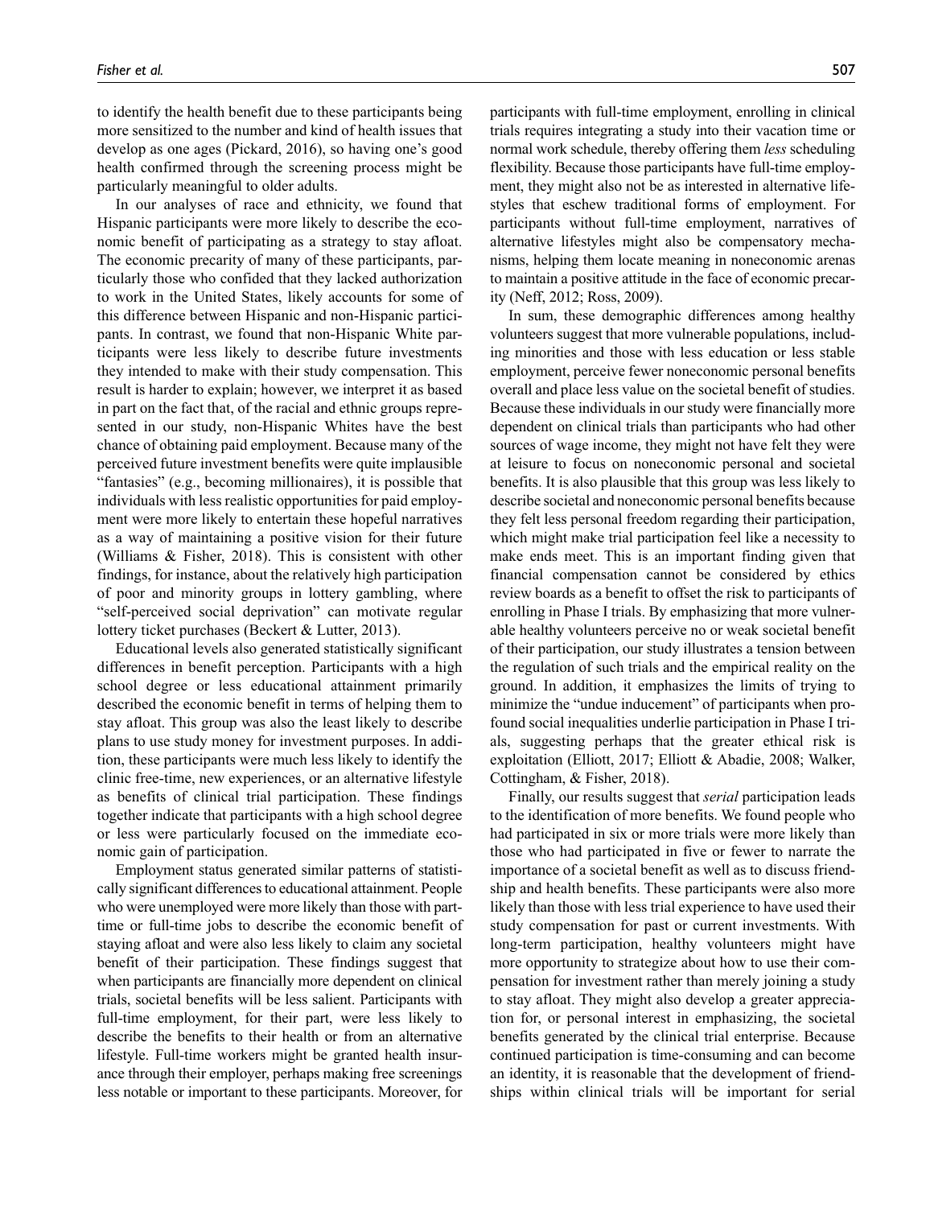to identify the health benefit due to these participants being more sensitized to the number and kind of health issues that develop as one ages (Pickard, 2016), so having one's good health confirmed through the screening process might be particularly meaningful to older adults.

In our analyses of race and ethnicity, we found that Hispanic participants were more likely to describe the economic benefit of participating as a strategy to stay afloat. The economic precarity of many of these participants, particularly those who confided that they lacked authorization to work in the United States, likely accounts for some of this difference between Hispanic and non-Hispanic participants. In contrast, we found that non-Hispanic White participants were less likely to describe future investments they intended to make with their study compensation. This result is harder to explain; however, we interpret it as based in part on the fact that, of the racial and ethnic groups represented in our study, non-Hispanic Whites have the best chance of obtaining paid employment. Because many of the perceived future investment benefits were quite implausible "fantasies" (e.g., becoming millionaires), it is possible that individuals with less realistic opportunities for paid employment were more likely to entertain these hopeful narratives as a way of maintaining a positive vision for their future (Williams & Fisher, 2018). This is consistent with other findings, for instance, about the relatively high participation of poor and minority groups in lottery gambling, where "self-perceived social deprivation" can motivate regular lottery ticket purchases (Beckert & Lutter, 2013).

Educational levels also generated statistically significant differences in benefit perception. Participants with a high school degree or less educational attainment primarily described the economic benefit in terms of helping them to stay afloat. This group was also the least likely to describe plans to use study money for investment purposes. In addition, these participants were much less likely to identify the clinic free-time, new experiences, or an alternative lifestyle as benefits of clinical trial participation. These findings together indicate that participants with a high school degree or less were particularly focused on the immediate economic gain of participation.

Employment status generated similar patterns of statistically significant differences to educational attainment. People who were unemployed were more likely than those with part-time or full-time jobs to describe the economic benefit of staying afloat and were also less likely to claim any societal benefit of their participation. These findings suggest that when participants are financially more dependent on clinical trials, societal benefits will be less salient. Participants with full-time employment, for their part, were less likely to describe the benefits to their health or from an alternative lifestyle. Full-time workers might be granted health insurance through their employer, perhaps making free screenings less notable or important to these participants. Moreover, for participants with full-time employment, enrolling in clinical trials requires integrating a study into their vacation time or normal work schedule, thereby offering them *less* scheduling flexibility. Because those participants have full-time employment, they might also not be as interested in alternative lifestyles that eschew traditional forms of employment. For participants without full-time employment, narratives of alternative lifestyles might also be compensatory mechanisms, helping them locate meaning in noneconomic arenas to maintain a positive attitude in the face of economic precarity (Neff, 2012; Ross, 2009).

In sum, these demographic differences among healthy volunteers suggest that more vulnerable populations, including minorities and those with less education or less stable employment, perceive fewer noneconomic personal benefits overall and place less value on the societal benefit of studies. Because these individuals in our study were financially more dependent on clinical trials than participants who had other sources of wage income, they might not have felt they were at leisure to focus on noneconomic personal and societal benefits. It is also plausible that this group was less likely to describe societal and noneconomic personal benefits because they felt less personal freedom regarding their participation, which might make trial participation feel like a necessity to make ends meet. This is an important finding given that financial compensation cannot be considered by ethics review boards as a benefit to offset the risk to participants of enrolling in Phase I trials. By emphasizing that more vulnerable healthy volunteers perceive no or weak societal benefit of their participation, our study illustrates a tension between the regulation of such trials and the empirical reality on the ground. In addition, it emphasizes the limits of trying to minimize the "undue inducement" of participants when profound social inequalities underlie participation in Phase I trials, suggesting perhaps that the greater ethical risk is exploitation (Elliott, 2017; Elliott & Abadie, 2008; Walker, Cottingham, & Fisher, 2018).

Finally, our results suggest that *serial* participation leads to the identification of more benefits. We found people who had participated in six or more trials were more likely than those who had participated in five or fewer to narrate the importance of a societal benefit as well as to discuss friendship and health benefits. These participants were also more likely than those with less trial experience to have used their study compensation for past or current investments. With long-term participation, healthy volunteers might have more opportunity to strategize about how to use their compensation for investment rather than merely joining a study to stay afloat. They might also develop a greater appreciation for, or personal interest in emphasizing, the societal benefits generated by the clinical trial enterprise. Because continued participation is time-consuming and can become an identity, it is reasonable that the development of friendships within clinical trials will be important for serial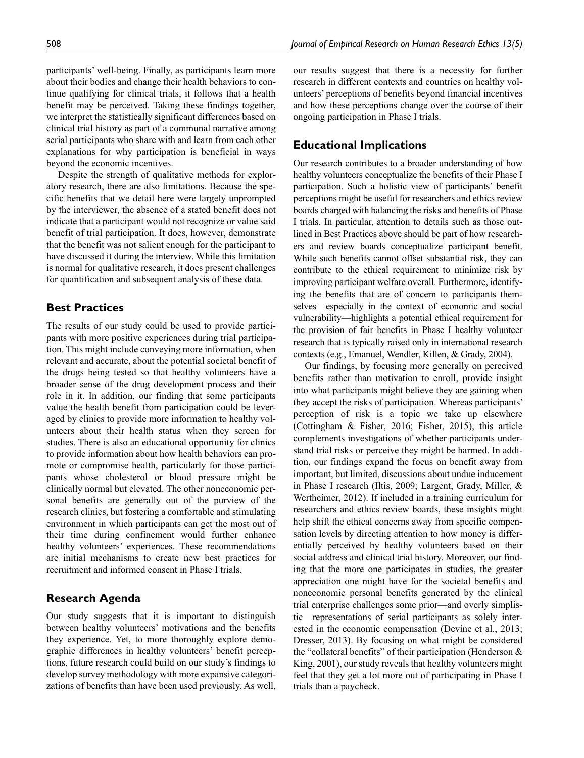participants' well-being. Finally, as participants learn more about their bodies and change their health behaviors to continue qualifying for clinical trials, it follows that a health benefit may be perceived. Taking these findings together, we interpret the statistically significant differences based on clinical trial history as part of a communal narrative among serial participants who share with and learn from each other explanations for why participation is beneficial in ways beyond the economic incentives.

Despite the strength of qualitative methods for exploratory research, there are also limitations. Because the specific benefits that we detail here were largely unprompted by the interviewer, the absence of a stated benefit does not indicate that a participant would not recognize or value said benefit of trial participation. It does, however, demonstrate that the benefit was not salient enough for the participant to have discussed it during the interview. While this limitation is normal for qualitative research, it does present challenges for quantification and subsequent analysis of these data.

## Best Practices

The results of our study could be used to provide participants with more positive experiences during trial participation. This might include conveying more information, when relevant and accurate, about the potential societal benefit of the drugs being tested so that healthy volunteers have a broader sense of the drug development process and their role in it. In addition, our finding that some participants value the health benefit from participation could be leveraged by clinics to provide more information to healthy volunteers about their health status when they screen for studies. There is also an educational opportunity for clinics to provide information about how health behaviors can promote or compromise health, particularly for those participants whose cholesterol or blood pressure might be clinically normal but elevated. The other noneconomic personal benefits are generally out of the purview of the research clinics, but fostering a comfortable and stimulating environment in which participants can get the most out of their time during confinement would further enhance healthy volunteers' experiences. These recommendations are initial mechanisms to create new best practices for recruitment and informed consent in Phase I trials.

## Research Agenda

Our study suggests that it is important to distinguish between healthy volunteers' motivations and the benefits they experience. Yet, to more thoroughly explore demographic differences in healthy volunteers' benefit perceptions, future research could build on our study's findings to develop survey methodology with more expansive categorizations of benefits than have been used previously. As well, our results suggest that there is a necessity for further research in different contexts and countries on healthy volunteers' perceptions of benefits beyond financial incentives and how these perceptions change over the course of their ongoing participation in Phase I trials.

## Educational Implications

Our research contributes to a broader understanding of how healthy volunteers conceptualize the benefits of their Phase I participation. Such a holistic view of participants' benefit perceptions might be useful for researchers and ethics review boards charged with balancing the risks and benefits of Phase I trials. In particular, attention to details such as those outlined in Best Practices above should be part of how researchers and review boards conceptualize participant benefit. While such benefits cannot offset substantial risk, they can contribute to the ethical requirement to minimize risk by improving participant welfare overall. Furthermore, identifying the benefits that are of concern to participants themselves—especially in the context of economic and social vulnerability—highlights a potential ethical requirement for the provision of fair benefits in Phase I healthy volunteer research that is typically raised only in international research contexts (e.g., Emanuel, Wendler, Killen, & Grady, 2004).

Our findings, by focusing more generally on perceived benefits rather than motivation to enroll, provide insight into what participants might believe they are gaining when they accept the risks of participation. Whereas participants' perception of risk is a topic we take up elsewhere (Cottingham & Fisher, 2016; Fisher, 2015), this article complements investigations of whether participants understand trial risks or perceive they might be harmed. In addition, our findings expand the focus on benefit away from important, but limited, discussions about undue inducement in Phase I research (Iltis, 2009; Largent, Grady, Miller, & Wertheimer, 2012). If included in a training curriculum for researchers and ethics review boards, these insights might help shift the ethical concerns away from specific compensation levels by directing attention to how money is differentially perceived by healthy volunteers based on their social address and clinical trial history. Moreover, our finding that the more one participates in studies, the greater appreciation one might have for the societal benefits and noneconomic personal benefits generated by the clinical trial enterprise challenges some prior—and overly simplistic—representations of serial participants as solely interested in the economic compensation (Devine et al., 2013; Dresser, 2013). By focusing on what might be considered the "collateral benefits" of their participation (Henderson & King, 2001), our study reveals that healthy volunteers might feel that they get a lot more out of participating in Phase I trials than a paycheck.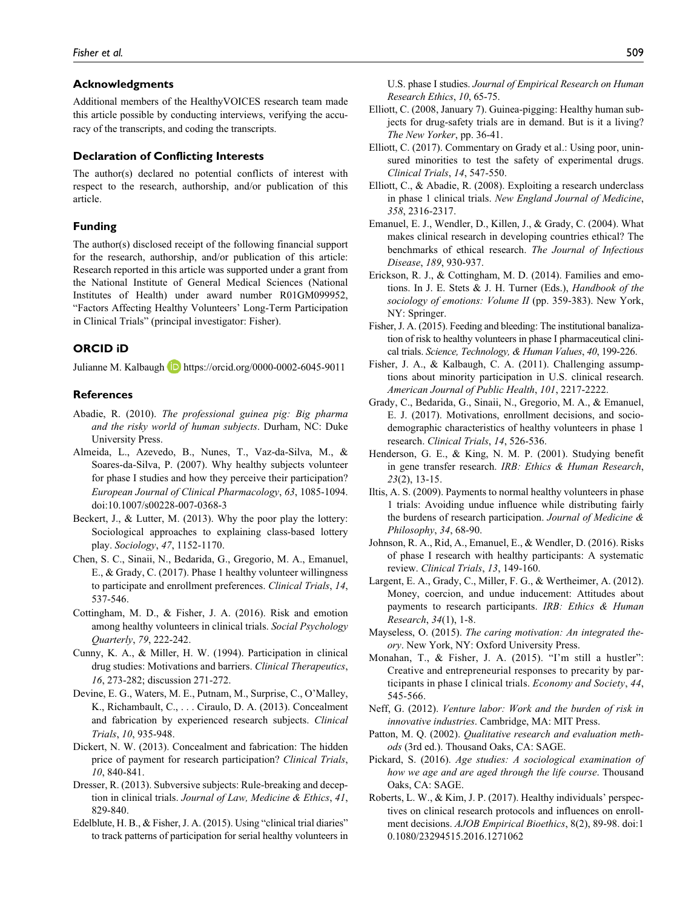## Acknowledgments

Additional members of the HealthyVOICES research team made this article possible by conducting interviews, verifying the accuracy of the transcripts, and coding the transcripts.

## Declaration of Conflicting Interests

The author(s) declared no potential conflicts of interest with respect to the research, authorship, and/or publication of this article.

## Funding

The author(s) disclosed receipt of the following financial support for the research, authorship, and/or publication of this article: Research reported in this article was supported under a grant from the National Institute of General Medical Sciences (National Institutes of Health) under award number R01GM099952, "Factors Affecting Healthy Volunteers' Long-Term Participation in Clinical Trials" (principal investigator: Fisher).

## ORCID iD

Julianne M. Kalbaugh https://orcid.org/0000-0002-6045-9011

## References

Abadie, R. (2010). *The professional guinea pig: Big pharma and the risky world of human subjects*. Durham, NC: Duke University Press.

Almeida, L., Azevedo, B., Nunes, T., Vaz-da-Silva, M., & Soares-da-Silva, P. (2007). Why healthy subjects volunteer for phase I studies and how they perceive their participation? *European Journal of Clinical Pharmacology*, *63*, 1085-1094. doi:10.1007/s00228-007-0368-3

Beckert, J., & Lutter, M. (2013). Why the poor play the lottery: Sociological approaches to explaining class-based lottery play. *Sociology*, *47*, 1152-1170.

Chen, S. C., Sinaii, N., Bedarida, G., Gregorio, M. A., Emanuel, E., & Grady, C. (2017). Phase 1 healthy volunteer willingness to participate and enrollment preferences. *Clinical Trials*, *14*, 537-546.

Cottingham, M. D., & Fisher, J. A. (2016). Risk and emotion among healthy volunteers in clinical trials. *Social Psychology Quarterly*, *79*, 222-242.

Cunny, K. A., & Miller, H. W. (1994). Participation in clinical drug studies: Motivations and barriers. *Clinical Therapeutics*, *16*, 273-282; discussion 271-272.

Devine, E. G., Waters, M. E., Putnam, M., Surprise, C., O'Malley, K., Richambault, C., . . . Ciraulo, D. A. (2013). Concealment and fabrication by experienced research subjects. *Clinical Trials*, *10*, 935-948.

Dickert, N. W. (2013). Concealment and fabrication: The hidden price of payment for research participation? *Clinical Trials*, *10*, 840-841.

Dresser, R. (2013). Subversive subjects: Rule-breaking and deception in clinical trials. *Journal of Law, Medicine & Ethics*, *41*, 829-840.

Edelblute, H. B., & Fisher, J. A. (2015). Using "clinical trial diaries" to track patterns of participation for serial healthy volunteers in U.S. phase I studies. *Journal of Empirical Research on Human Research Ethics*, *10*, 65-75.

Elliott, C. (2008, January 7). Guinea-pigging: Healthy human subjects for drug-safety trials are in demand. But is it a living? *The New Yorker*, pp. 36-41.

Elliott, C. (2017). Commentary on Grady et al.: Using poor, uninsured minorities to test the safety of experimental drugs. *Clinical Trials*, *14*, 547-550.

Elliott, C., & Abadie, R. (2008). Exploiting a research underclass in phase 1 clinical trials. *New England Journal of Medicine*, *358*, 2316-2317.

Emanuel, E. J., Wendler, D., Killen, J., & Grady, C. (2004). What makes clinical research in developing countries ethical? The benchmarks of ethical research. *The Journal of Infectious Disease*, *189*, 930-937.

Erickson, R. J., & Cottingham, M. D. (2014). Families and emotions. In J. E. Stets & J. H. Turner (Eds.), *Handbook of the sociology of emotions: Volume II* (pp. 359-383). New York, NY: Springer.

Fisher, J. A. (2015). Feeding and bleeding: The institutional banalization of risk to healthy volunteers in phase I pharmaceutical clinical trials. *Science, Technology, & Human Values*, *40*, 199-226.

Fisher, J. A., & Kalbaugh, C. A. (2011). Challenging assumptions about minority participation in U.S. clinical research. *American Journal of Public Health*, *101*, 2217-2222.

Grady, C., Bedarida, G., Sinaii, N., Gregorio, M. A., & Emanuel, E. J. (2017). Motivations, enrollment decisions, and sociodemographic characteristics of healthy volunteers in phase 1 research. *Clinical Trials*, *14*, 526-536.

Henderson, G. E., & King, N. M. P. (2001). Studying benefit in gene transfer research. *IRB: Ethics & Human Research*, *23*(2), 13-15.

Iltis, A. S. (2009). Payments to normal healthy volunteers in phase 1 trials: Avoiding undue influence while distributing fairly the burdens of research participation. *Journal of Medicine & Philosophy*, *34*, 68-90.

Johnson, R. A., Rid, A., Emanuel, E., & Wendler, D. (2016). Risks of phase I research with healthy participants: A systematic review. *Clinical Trials*, *13*, 149-160.

Largent, E. A., Grady, C., Miller, F. G., & Wertheimer, A. (2012). Money, coercion, and undue inducement: Attitudes about payments to research participants. *IRB: Ethics & Human Research*, *34*(1), 1-8.

Mayseless, O. (2015). *The caring motivation: An integrated theory*. New York, NY: Oxford University Press.

Monahan, T., & Fisher, J. A. (2015). "I'm still a hustler": Creative and entrepreneurial responses to precarity by participants in phase I clinical trials. *Economy and Society*, *44*, 545-566.

Neff, G. (2012). *Venture labor: Work and the burden of risk in innovative industries*. Cambridge, MA: MIT Press.

Patton, M. Q. (2002). *Qualitative research and evaluation methods* (3rd ed.). Thousand Oaks, CA: SAGE.

Pickard, S. (2016). *Age studies: A sociological examination of how we age and are aged through the life course*. Thousand Oaks, CA: SAGE.

Roberts, L. W., & Kim, J. P. (2017). Healthy individuals' perspectives on clinical research protocols and influences on enrollment decisions. *AJOB Empirical Bioethics*, 8(2), 89-98. doi:10.1080/23294515.2016.1271062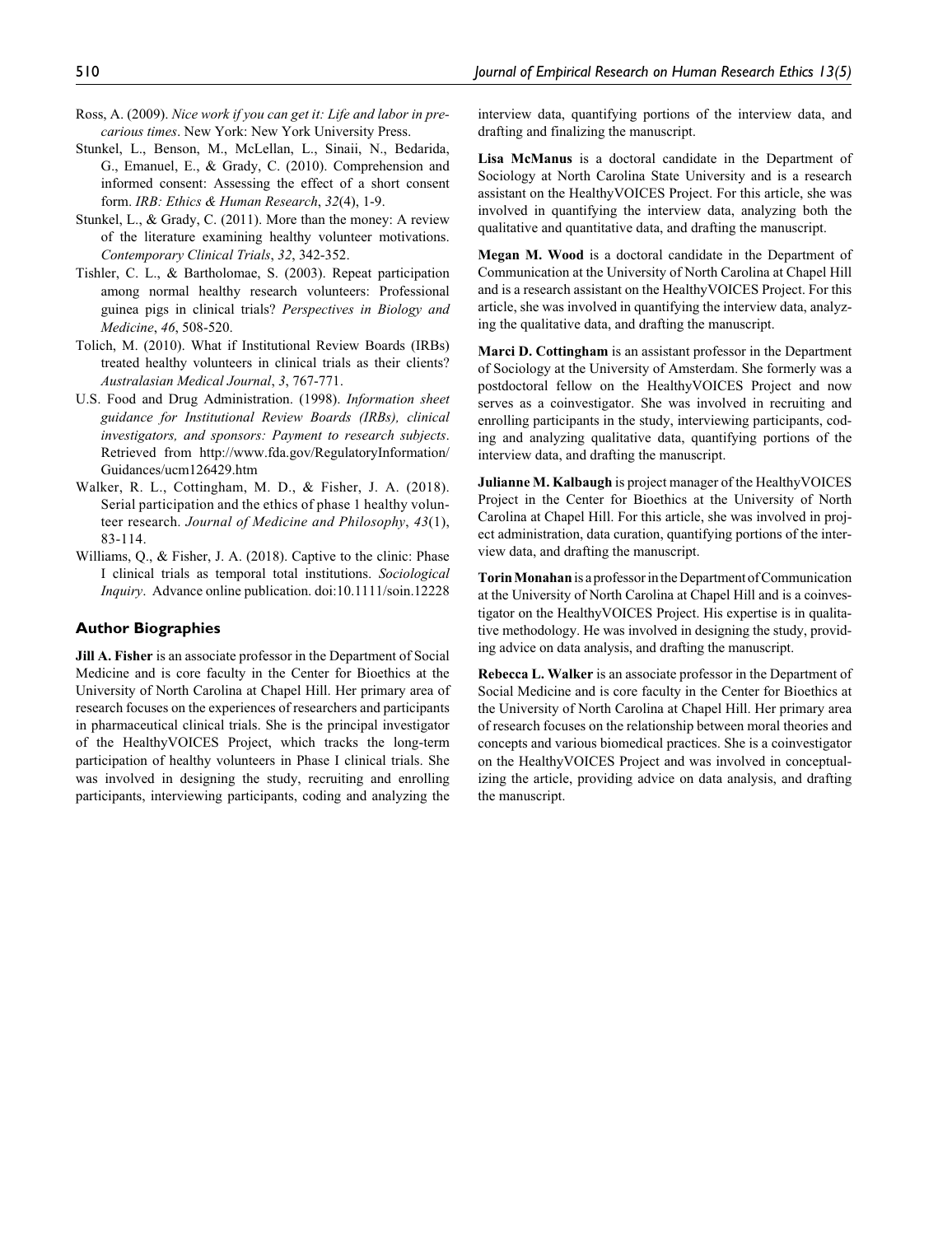Ross, A. (2009). *Nice work if you can get it: Life and labor in precarious times*. New York: New York University Press.

Stunkel, L., Benson, M., McLellan, L., Sinaii, N., Bedarida, G., Emanuel, E., & Grady, C. (2010). Comprehension and informed consent: Assessing the effect of a short consent form. *IRB: Ethics & Human Research*, *32*(4), 1-9.

Stunkel, L., & Grady, C. (2011). More than the money: A review of the literature examining healthy volunteer motivations. *Contemporary Clinical Trials*, *32*, 342-352.

Tishler, C. L., & Bartholomae, S. (2003). Repeat participation among normal healthy research volunteers: Professional guinea pigs in clinical trials? *Perspectives in Biology and Medicine*, *46*, 508-520.

Tolich, M. (2010). What if Institutional Review Boards (IRBs) treated healthy volunteers in clinical trials as their clients? *Australasian Medical Journal*, *3*, 767-771.

U.S. Food and Drug Administration. (1998). *Information sheet guidance for Institutional Review Boards (IRBs), clinical investigators, and sponsors: Payment to research subjects*. Retrieved from http://www.fda.gov/RegulatoryInformation/Guidances/ucm126429.htm

Walker, R. L., Cottingham, M. D., & Fisher, J. A. (2018). Serial participation and the ethics of phase 1 healthy volunteer research. *Journal of Medicine and Philosophy*, *43*(1), 83-114.

Williams, Q., & Fisher, J. A. (2018). Captive to the clinic: Phase I clinical trials as temporal total institutions. *Sociological Inquiry*. Advance online publication. doi:10.1111/soin.12228

## Author Biographies

**Jill A. Fisher** is an associate professor in the Department of Social Medicine and is core faculty in the Center for Bioethics at the University of North Carolina at Chapel Hill. Her primary area of research focuses on the experiences of researchers and participants in pharmaceutical clinical trials. She is the principal investigator of the HealthyVOICES Project, which tracks the long-term participation of healthy volunteers in Phase I clinical trials. She was involved in designing the study, recruiting and enrolling participants, interviewing participants, coding and analyzing the interview data, quantifying portions of the interview data, and drafting and finalizing the manuscript.

**Lisa McManus** is a doctoral candidate in the Department of Sociology at North Carolina State University and is a research assistant on the HealthyVOICES Project. For this article, she was involved in quantifying the interview data, analyzing both the qualitative and quantitative data, and drafting the manuscript.

**Megan M. Wood** is a doctoral candidate in the Department of Communication at the University of North Carolina at Chapel Hill and is a research assistant on the HealthyVOICES Project. For this article, she was involved in quantifying the interview data, analyzing the qualitative data, and drafting the manuscript.

**Marci D. Cottingham** is an assistant professor in the Department of Sociology at the University of Amsterdam. She formerly was a postdoctoral fellow on the HealthyVOICES Project and now serves as a coinvestigator. She was involved in recruiting and enrolling participants in the study, interviewing participants, coding and analyzing qualitative data, quantifying portions of the interview data, and drafting the manuscript.

**Julianne M. Kalbaugh** is project manager of the HealthyVOICES Project in the Center for Bioethics at the University of North Carolina at Chapel Hill. For this article, she was involved in project administration, data curation, quantifying portions of the interview data, and drafting the manuscript.

**Torin Monahan** is a professor in the Department of Communication at the University of North Carolina at Chapel Hill and is a coinvestigator on the HealthyVOICES Project. His expertise is in qualitative methodology. He was involved in designing the study, providing advice on data analysis, and drafting the manuscript.

**Rebecca L. Walker** is an associate professor in the Department of Social Medicine and is core faculty in the Center for Bioethics at the University of North Carolina at Chapel Hill. Her primary area of research focuses on the relationship between moral theories and concepts and various biomedical practices. She is a coinvestigator on the HealthyVOICES Project and was involved in conceptualizing the article, providing advice on data analysis, and drafting the manuscript.